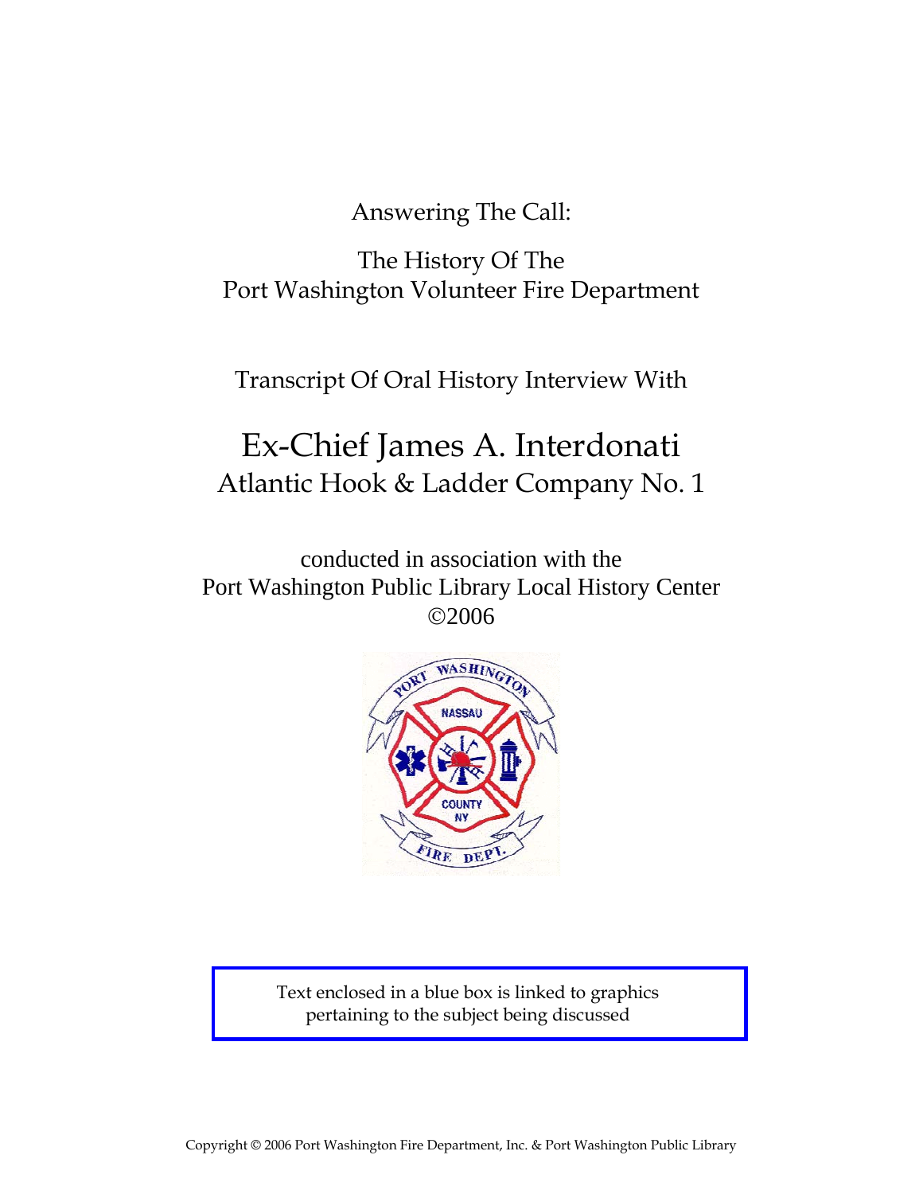Answering The Call:

The History Of The
Port Washington Volunteer Fire Department

Transcript Of Oral History Interview With

# Ex-Chief James A. Interdonati
## Atlantic Hook & Ladder Company No. 1

conducted in association with the
Port Washington Public Library Local History Center
©2006

Text enclosed in a blue box is linked to graphics pertaining to the subject being discussed

Copyright © 2006 Port Washington Fire Department, Inc. & Port Washington Public Library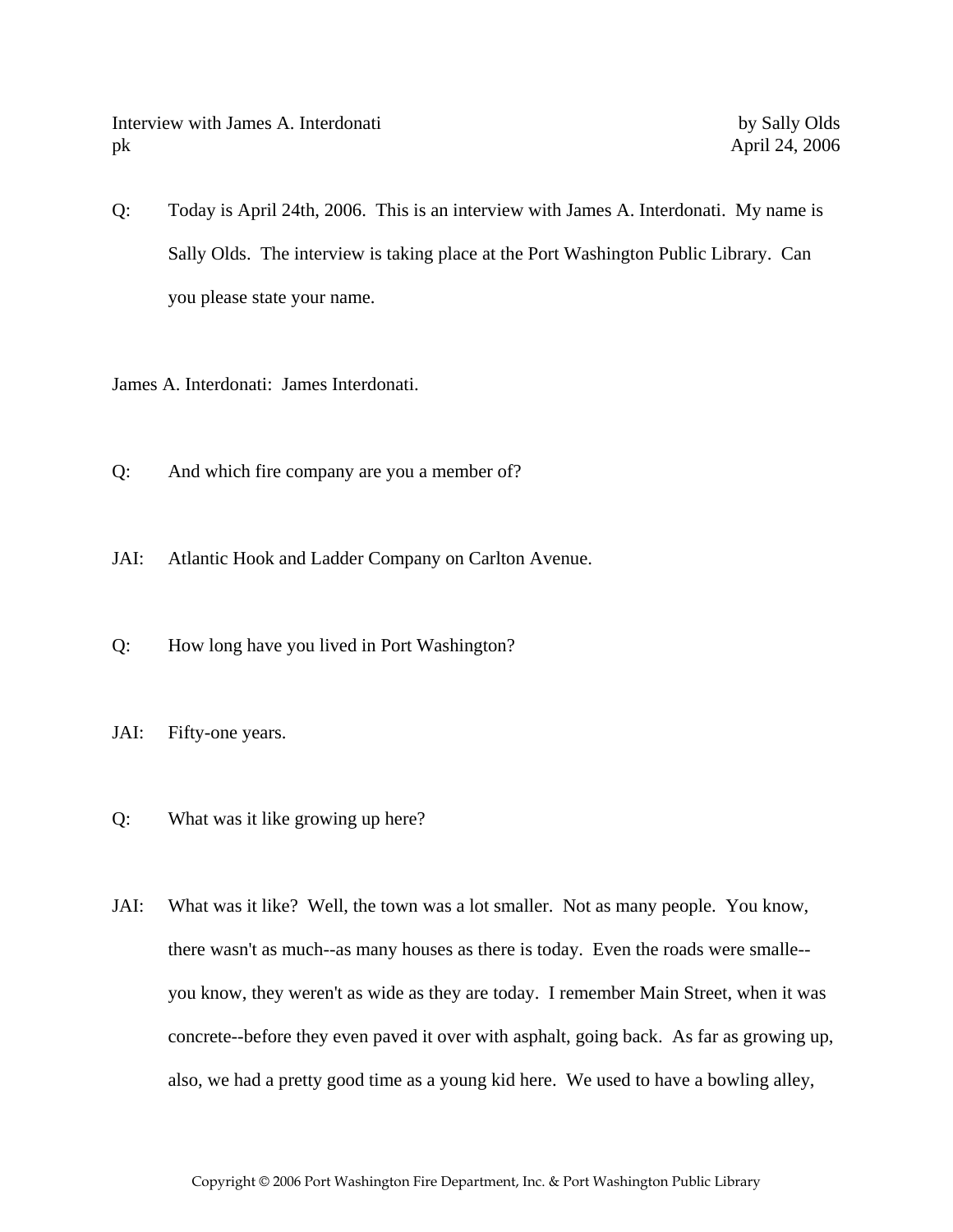Interview with James A. Interdonati by Sally Olds
pk April 24, 2006

Q: Today is April 24th, 2006. This is an interview with James A. Interdonati. My name is Sally Olds. The interview is taking place at the Port Washington Public Library. Can you please state your name.

James A. Interdonati: James Interdonati.

Q: And which fire company are you a member of?

JAI: Atlantic Hook and Ladder Company on Carlton Avenue.

Q: How long have you lived in Port Washington?

JAI: Fifty-one years.

Q: What was it like growing up here?

JAI: What was it like? Well, the town was a lot smaller. Not as many people. You know, there wasn't as much--as many houses as there is today. Even the roads were smalle--you know, they weren't as wide as they are today. I remember Main Street, when it was concrete--before they even paved it over with asphalt, going back. As far as growing up, also, we had a pretty good time as a young kid here. We used to have a bowling alley,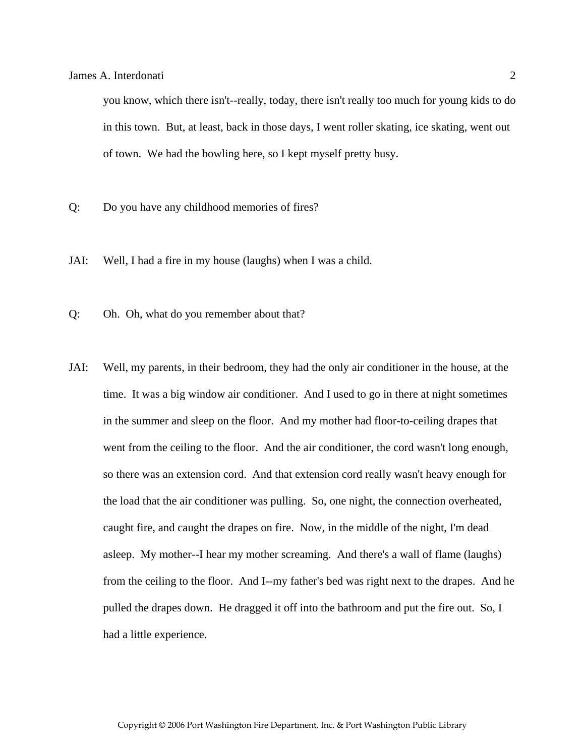you know, which there isn't--really, today, there isn't really too much for young kids to do in this town. But, at least, back in those days, I went roller skating, ice skating, went out of town. We had the bowling here, so I kept myself pretty busy.

Q: Do you have any childhood memories of fires?

JAI: Well, I had a fire in my house (laughs) when I was a child.

Q: Oh. Oh, what do you remember about that?

JAI: Well, my parents, in their bedroom, they had the only air conditioner in the house, at the time. It was a big window air conditioner. And I used to go in there at night sometimes in the summer and sleep on the floor. And my mother had floor-to-ceiling drapes that went from the ceiling to the floor. And the air conditioner, the cord wasn't long enough, so there was an extension cord. And that extension cord really wasn't heavy enough for the load that the air conditioner was pulling. So, one night, the connection overheated, caught fire, and caught the drapes on fire. Now, in the middle of the night, I'm dead asleep. My mother--I hear my mother screaming. And there's a wall of flame (laughs) from the ceiling to the floor. And I--my father's bed was right next to the drapes. And he pulled the drapes down. He dragged it off into the bathroom and put the fire out. So, I had a little experience.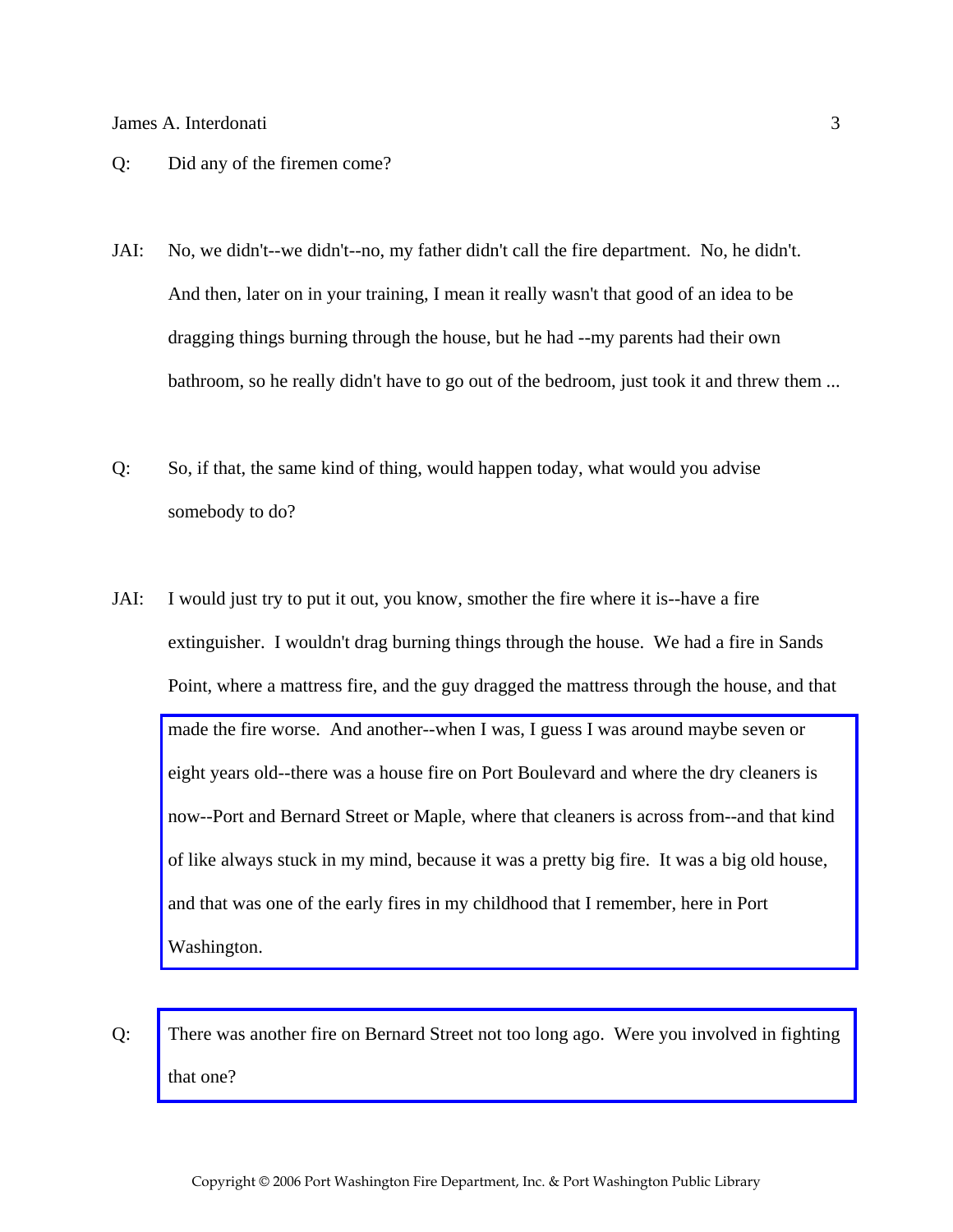Q: Did any of the firemen come?

JAI: No, we didn't--we didn't--no, my father didn't call the fire department. No, he didn't. And then, later on in your training, I mean it really wasn't that good of an idea to be dragging things burning through the house, but he had --my parents had their own bathroom, so he really didn't have to go out of the bedroom, just took it and threw them ...

Q: So, if that, the same kind of thing, would happen today, what would you advise somebody to do?

JAI: I would just try to put it out, you know, smother the fire where it is--have a fire extinguisher. I wouldn't drag burning things through the house. We had a fire in Sands Point, where a mattress fire, and the guy dragged the mattress through the house, and that made the fire worse. And another--when I was, I guess I was around maybe seven or eight years old--there was a house fire on Port Boulevard and where the dry cleaners is now--Port and Bernard Street or Maple, where that cleaners is across from--and that kind of like always stuck in my mind, because it was a pretty big fire. It was a big old house, and that was one of the early fires in my childhood that I remember, here in Port Washington.

Q: There was another fire on Bernard Street not too long ago. Were you involved in fighting that one?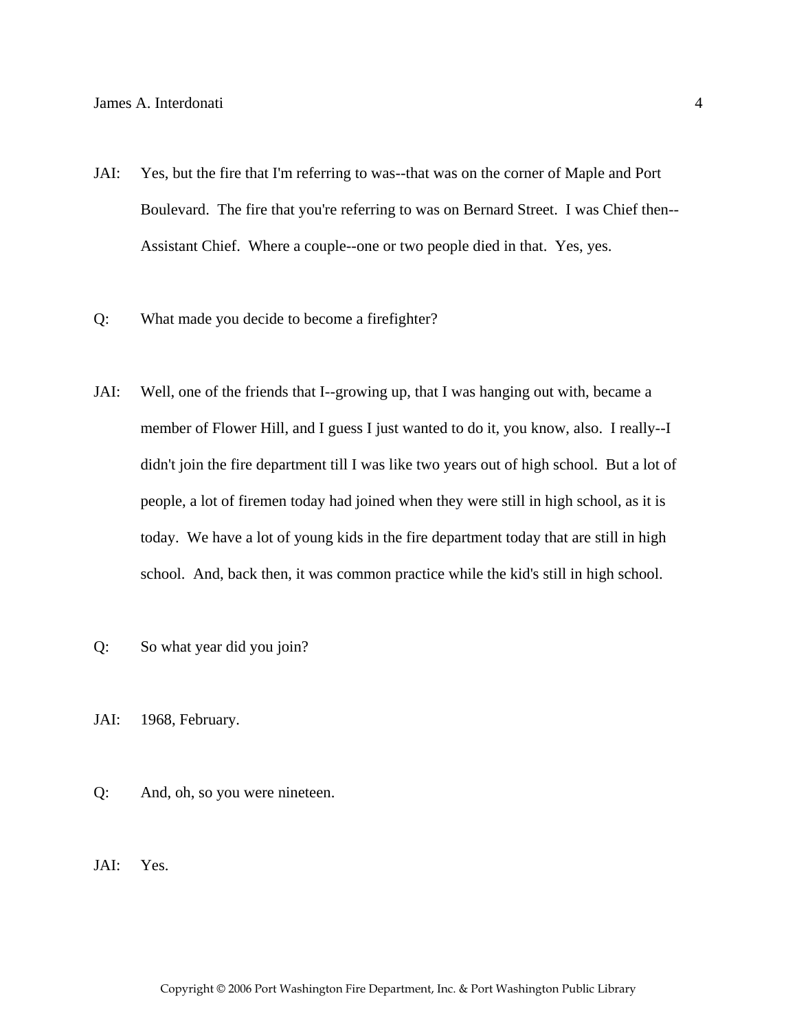JAI: Yes, but the fire that I'm referring to was--that was on the corner of Maple and Port Boulevard. The fire that you're referring to was on Bernard Street. I was Chief then--Assistant Chief. Where a couple--one or two people died in that. Yes, yes.

Q: What made you decide to become a firefighter?

JAI: Well, one of the friends that I--growing up, that I was hanging out with, became a member of Flower Hill, and I guess I just wanted to do it, you know, also. I really--I didn't join the fire department till I was like two years out of high school. But a lot of people, a lot of firemen today had joined when they were still in high school, as it is today. We have a lot of young kids in the fire department today that are still in high school. And, back then, it was common practice while the kid's still in high school.

Q: So what year did you join?

JAI: 1968, February.

Q: And, oh, so you were nineteen.

JAI: Yes.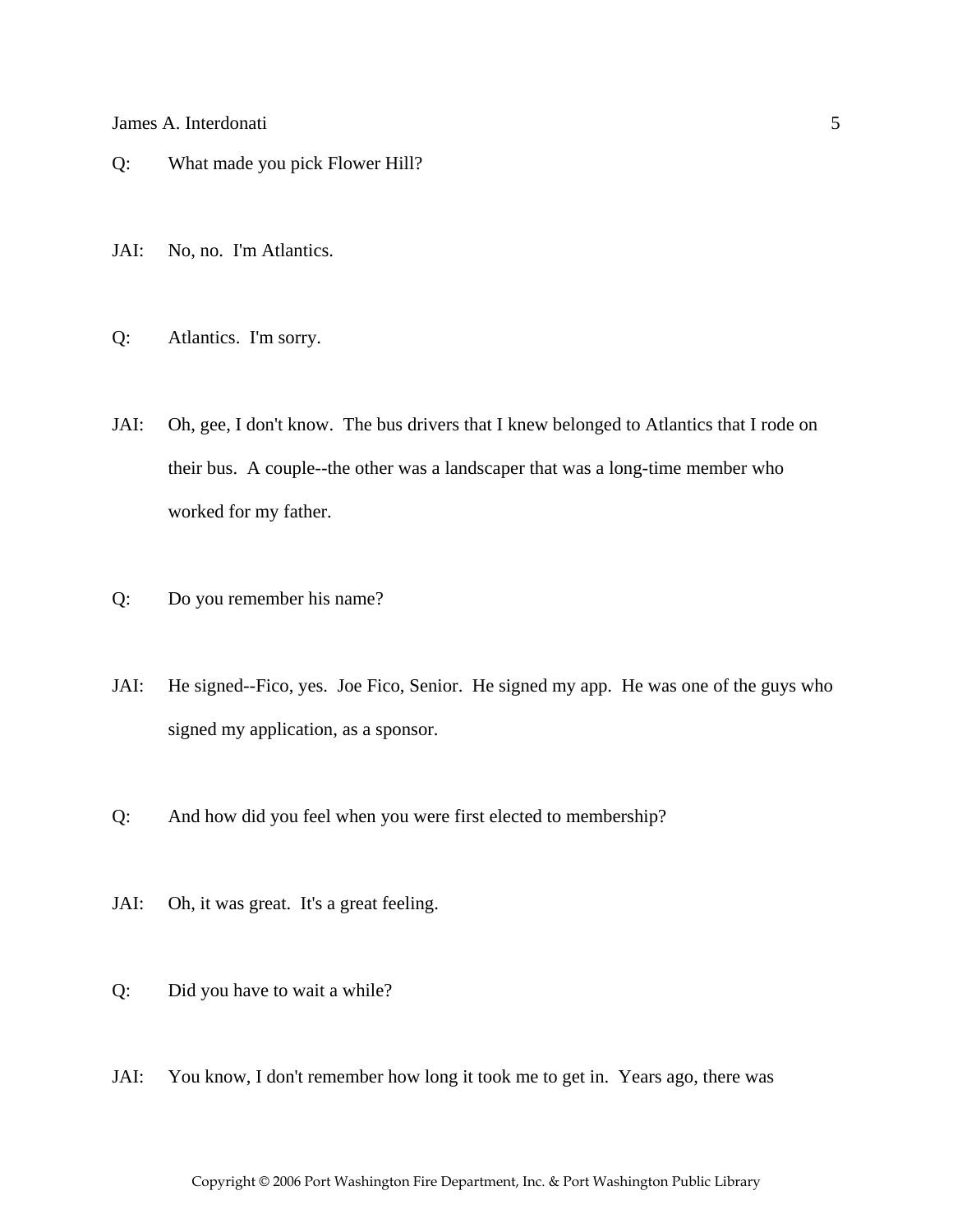Q: What made you pick Flower Hill?

JAI: No, no. I'm Atlantics.

Q: Atlantics. I'm sorry.

JAI: Oh, gee, I don't know. The bus drivers that I knew belonged to Atlantics that I rode on their bus. A couple--the other was a landscaper that was a long-time member who worked for my father.

Q: Do you remember his name?

JAI: He signed--Fico, yes. Joe Fico, Senior. He signed my app. He was one of the guys who signed my application, as a sponsor.

Q: And how did you feel when you were first elected to membership?

JAI: Oh, it was great. It's a great feeling.

Q: Did you have to wait a while?

JAI: You know, I don't remember how long it took me to get in. Years ago, there was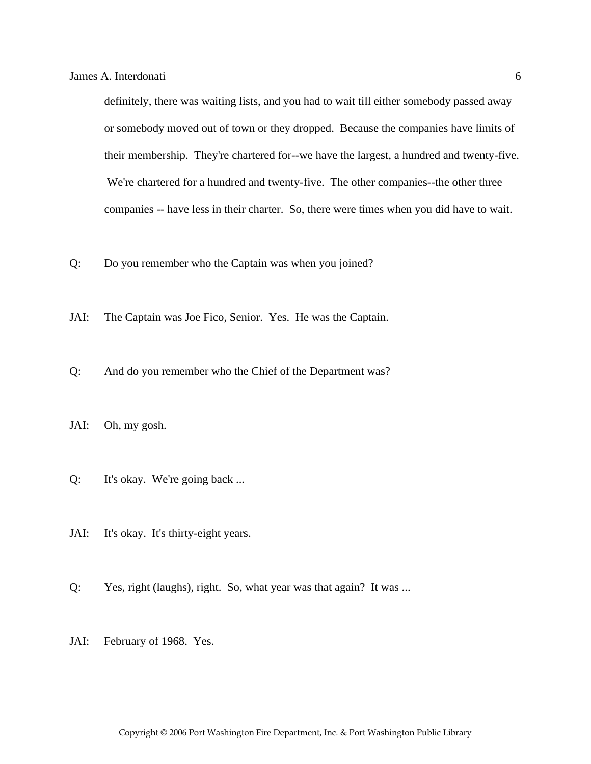definitely, there was waiting lists, and you had to wait till either somebody passed away or somebody moved out of town or they dropped. Because the companies have limits of their membership. They're chartered for--we have the largest, a hundred and twenty-five. We're chartered for a hundred and twenty-five. The other companies--the other three companies -- have less in their charter. So, there were times when you did have to wait.

Q: Do you remember who the Captain was when you joined?

JAI: The Captain was Joe Fico, Senior. Yes. He was the Captain.

Q: And do you remember who the Chief of the Department was?

JAI: Oh, my gosh.

Q: It's okay. We're going back ...

JAI: It's okay. It's thirty-eight years.

Q: Yes, right (laughs), right. So, what year was that again? It was ...

JAI: February of 1968. Yes.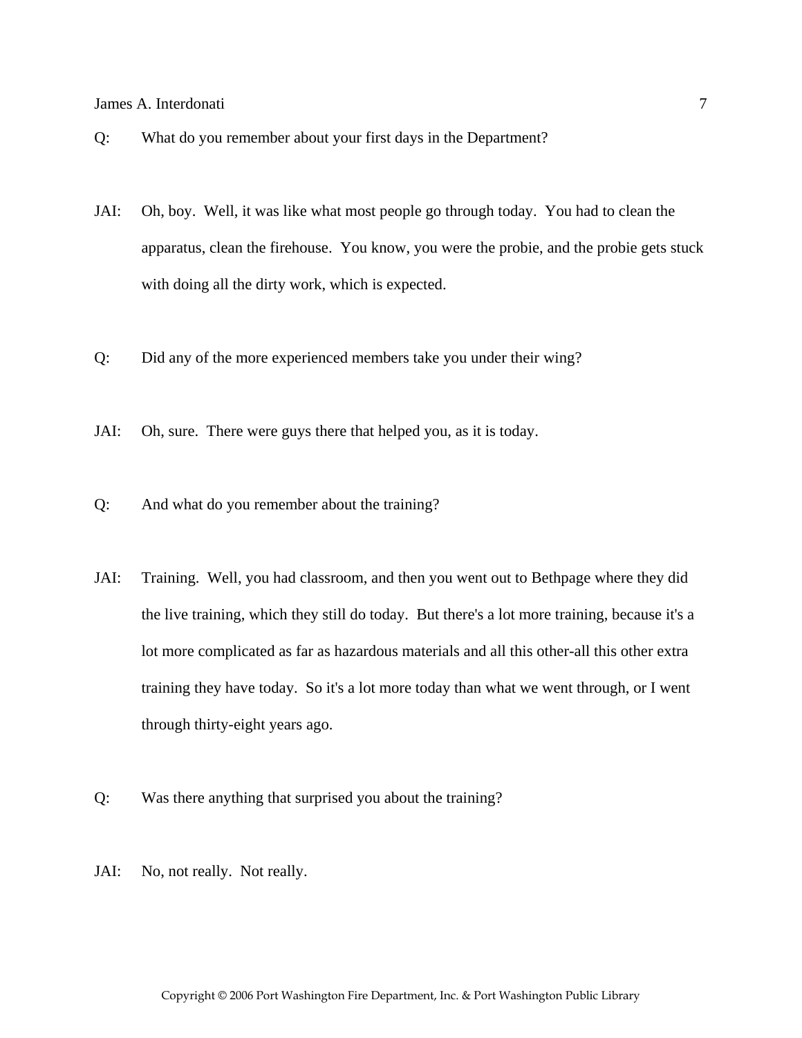Q: What do you remember about your first days in the Department?

JAI: Oh, boy. Well, it was like what most people go through today. You had to clean the apparatus, clean the firehouse. You know, you were the probie, and the probie gets stuck with doing all the dirty work, which is expected.

Q: Did any of the more experienced members take you under their wing?

JAI: Oh, sure. There were guys there that helped you, as it is today.

Q: And what do you remember about the training?

JAI: Training. Well, you had classroom, and then you went out to Bethpage where they did the live training, which they still do today. But there's a lot more training, because it's a lot more complicated as far as hazardous materials and all this other-all this other extra training they have today. So it's a lot more today than what we went through, or I went through thirty-eight years ago.

Q: Was there anything that surprised you about the training?

JAI: No, not really. Not really.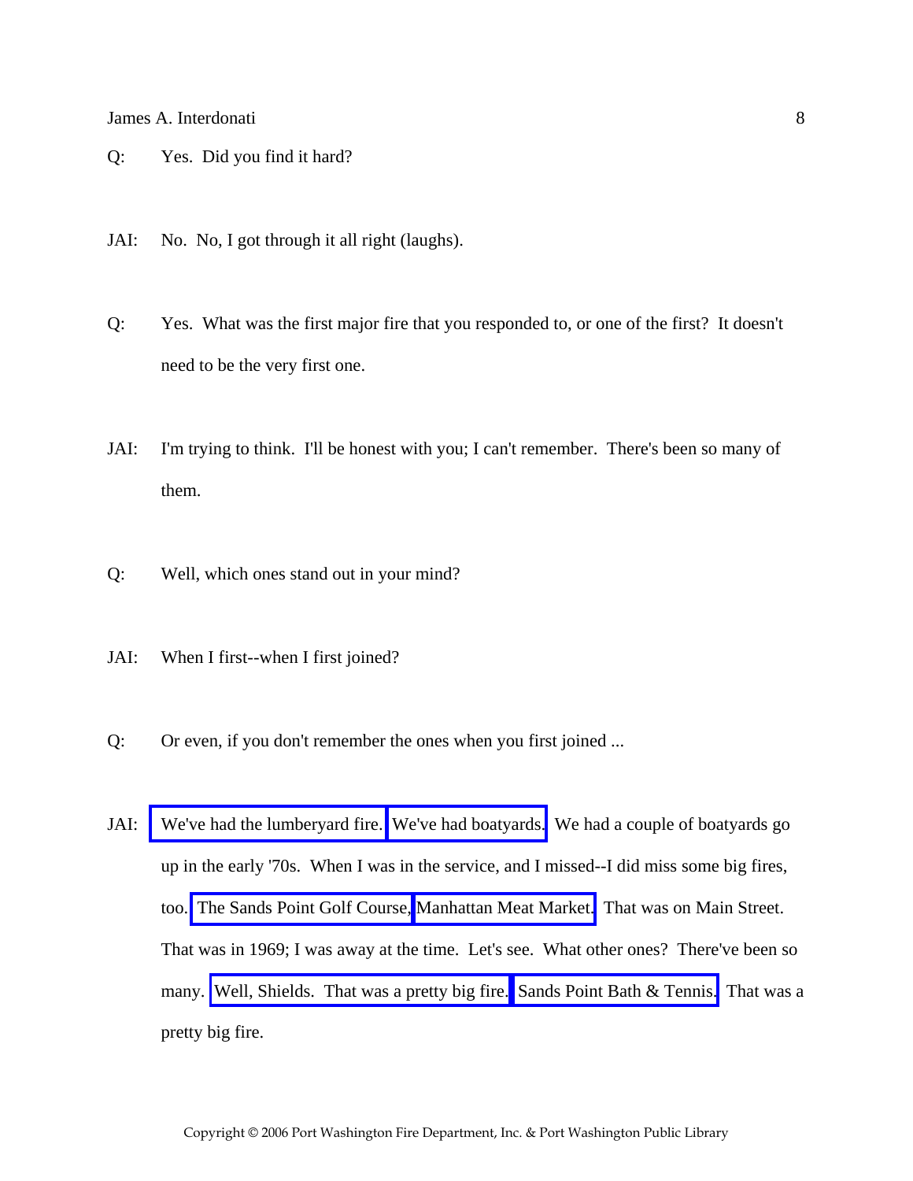Q: Yes. Did you find it hard?

JAI: No. No, I got through it all right (laughs).

Q: Yes. What was the first major fire that you responded to, or one of the first? It doesn't need to be the very first one.

JAI: I'm trying to think. I'll be honest with you; I can't remember. There's been so many of them.

Q: Well, which ones stand out in your mind?

JAI: When I first--when I first joined?

Q: Or even, if you don't remember the ones when you first joined ...

JAI: We've had the lumberyard fire. We've had boatyards. We had a couple of boatyards go up in the early '70s. When I was in the service, and I missed--I did miss some big fires, too. The Sands Point Golf Course, Manhattan Meat Market. That was on Main Street. That was in 1969; I was away at the time. Let's see. What other ones? There've been so many. Well, Shields. That was a pretty big fire. Sands Point Bath & Tennis. That was a pretty big fire.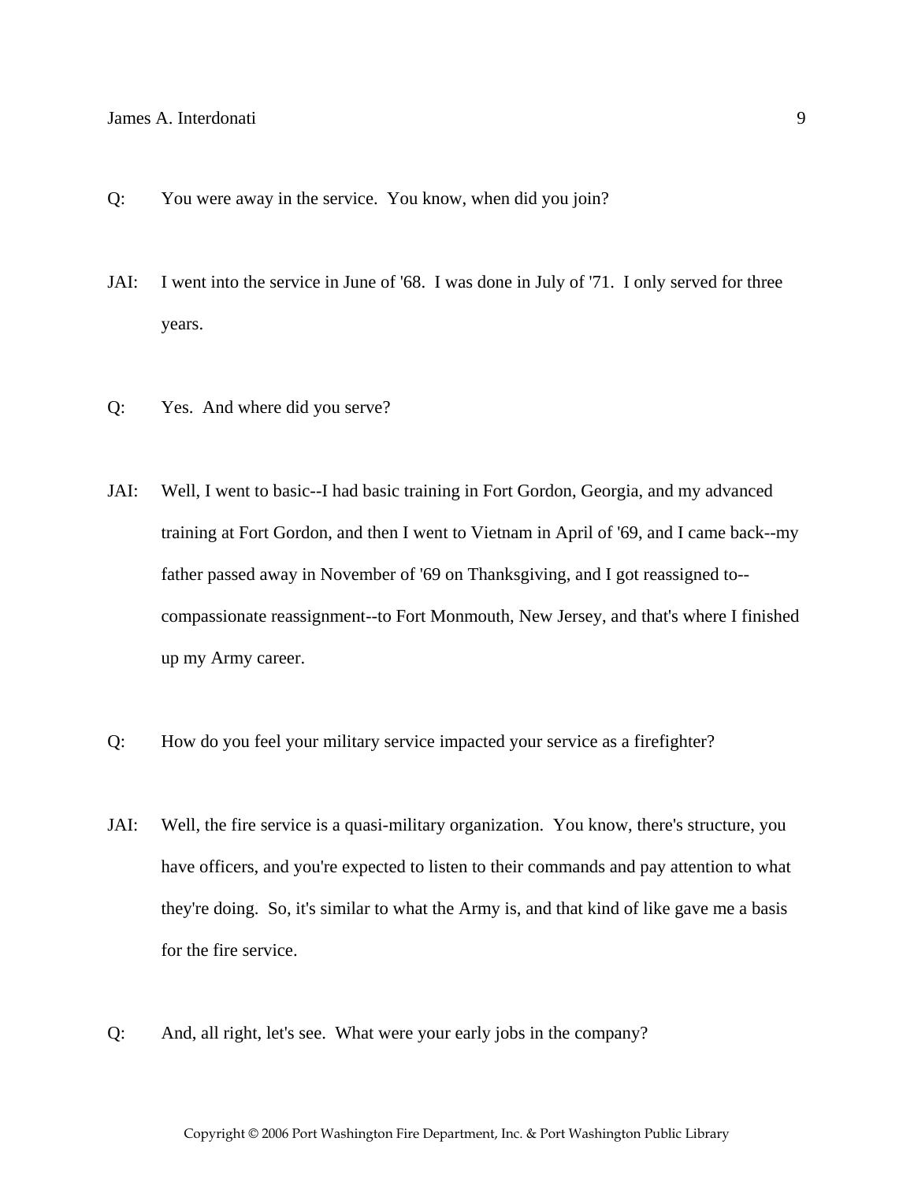Q: You were away in the service. You know, when did you join?

JAI: I went into the service in June of '68. I was done in July of '71. I only served for three years.

Q: Yes. And where did you serve?

JAI: Well, I went to basic--I had basic training in Fort Gordon, Georgia, and my advanced training at Fort Gordon, and then I went to Vietnam in April of '69, and I came back--my father passed away in November of '69 on Thanksgiving, and I got reassigned to--compassionate reassignment--to Fort Monmouth, New Jersey, and that's where I finished up my Army career.

Q: How do you feel your military service impacted your service as a firefighter?

JAI: Well, the fire service is a quasi-military organization. You know, there's structure, you have officers, and you're expected to listen to their commands and pay attention to what they're doing. So, it's similar to what the Army is, and that kind of like gave me a basis for the fire service.

Q: And, all right, let's see. What were your early jobs in the company?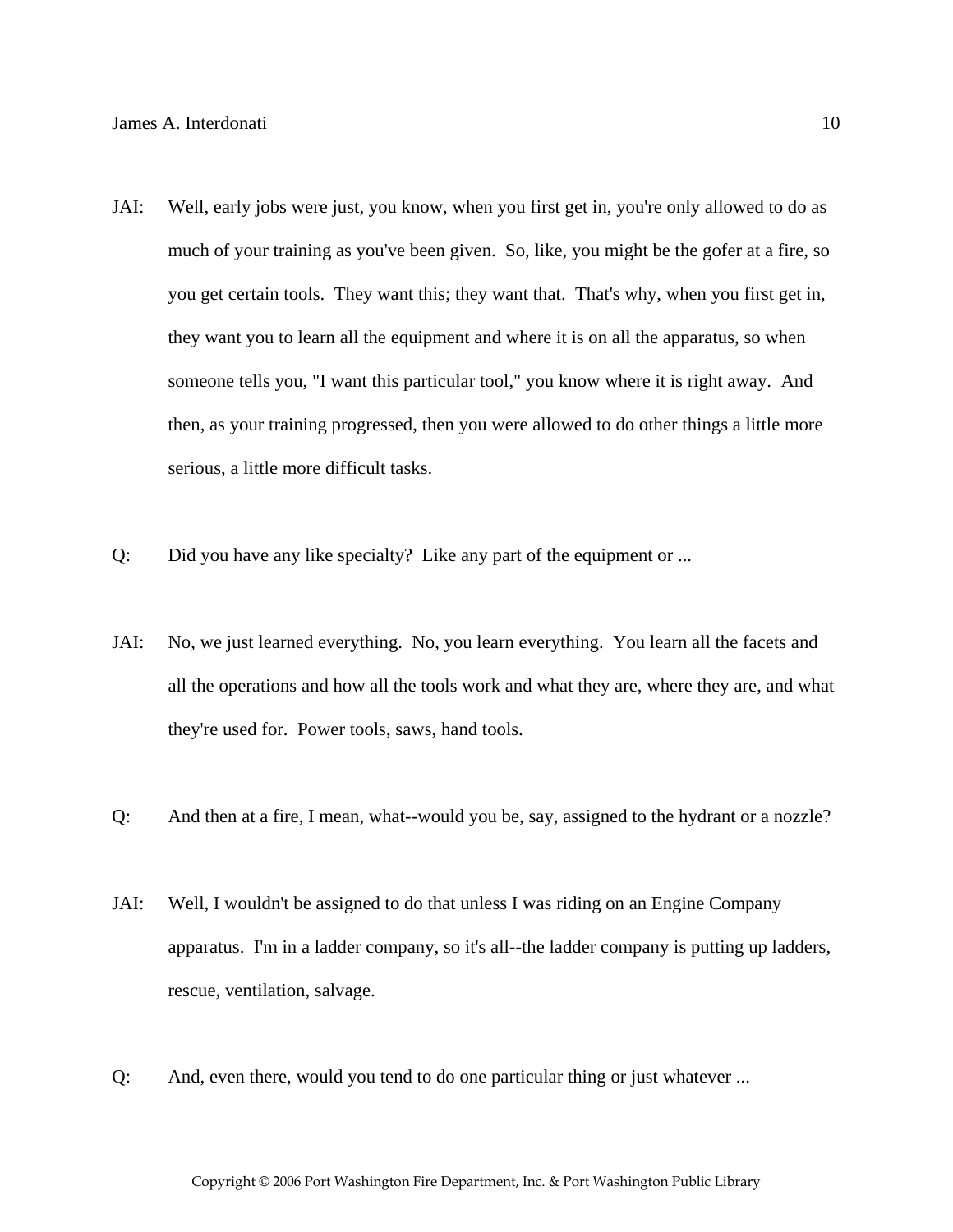JAI: Well, early jobs were just, you know, when you first get in, you're only allowed to do as much of your training as you've been given. So, like, you might be the gofer at a fire, so you get certain tools. They want this; they want that. That's why, when you first get in, they want you to learn all the equipment and where it is on all the apparatus, so when someone tells you, "I want this particular tool," you know where it is right away. And then, as your training progressed, then you were allowed to do other things a little more serious, a little more difficult tasks.

Q: Did you have any like specialty? Like any part of the equipment or ...

JAI: No, we just learned everything. No, you learn everything. You learn all the facets and all the operations and how all the tools work and what they are, where they are, and what they're used for. Power tools, saws, hand tools.

Q: And then at a fire, I mean, what--would you be, say, assigned to the hydrant or a nozzle?

JAI: Well, I wouldn't be assigned to do that unless I was riding on an Engine Company apparatus. I'm in a ladder company, so it's all--the ladder company is putting up ladders, rescue, ventilation, salvage.

Q: And, even there, would you tend to do one particular thing or just whatever ...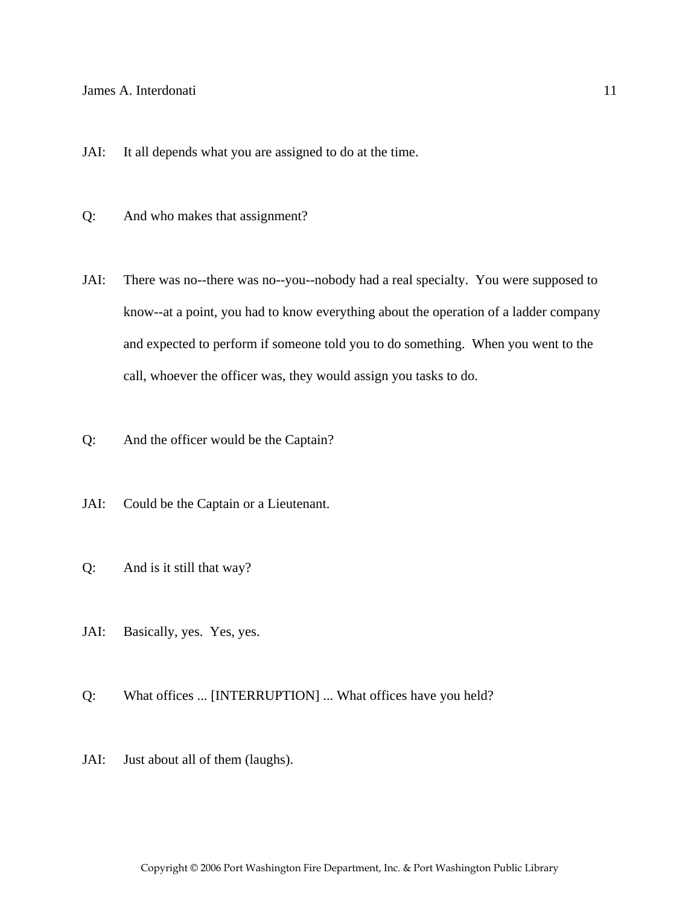JAI: It all depends what you are assigned to do at the time.

Q: And who makes that assignment?

JAI: There was no--there was no--you--nobody had a real specialty. You were supposed to know--at a point, you had to know everything about the operation of a ladder company and expected to perform if someone told you to do something. When you went to the call, whoever the officer was, they would assign you tasks to do.

Q: And the officer would be the Captain?

JAI: Could be the Captain or a Lieutenant.

Q: And is it still that way?

JAI: Basically, yes. Yes, yes.

Q: What offices ... [INTERRUPTION] ... What offices have you held?

JAI: Just about all of them (laughs).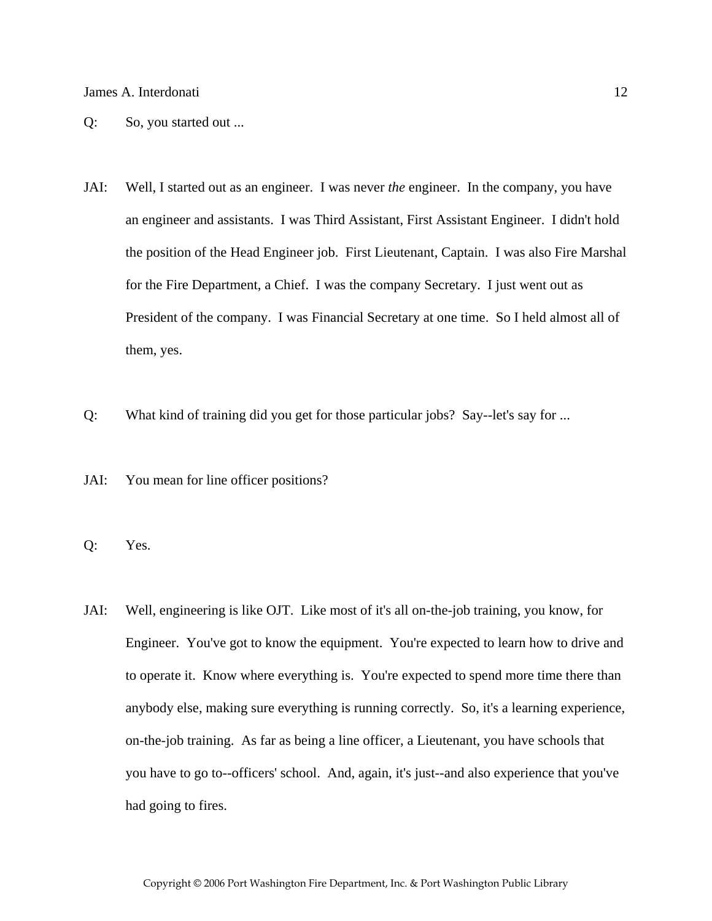Q: So, you started out ...

JAI: Well, I started out as an engineer. I was never *the* engineer. In the company, you have an engineer and assistants. I was Third Assistant, First Assistant Engineer. I didn't hold the position of the Head Engineer job. First Lieutenant, Captain. I was also Fire Marshal for the Fire Department, a Chief. I was the company Secretary. I just went out as President of the company. I was Financial Secretary at one time. So I held almost all of them, yes.

Q: What kind of training did you get for those particular jobs? Say--let's say for ...

JAI: You mean for line officer positions?

Q: Yes.

JAI: Well, engineering is like OJT. Like most of it's all on-the-job training, you know, for Engineer. You've got to know the equipment. You're expected to learn how to drive and to operate it. Know where everything is. You're expected to spend more time there than anybody else, making sure everything is running correctly. So, it's a learning experience, on-the-job training. As far as being a line officer, a Lieutenant, you have schools that you have to go to--officers' school. And, again, it's just--and also experience that you've had going to fires.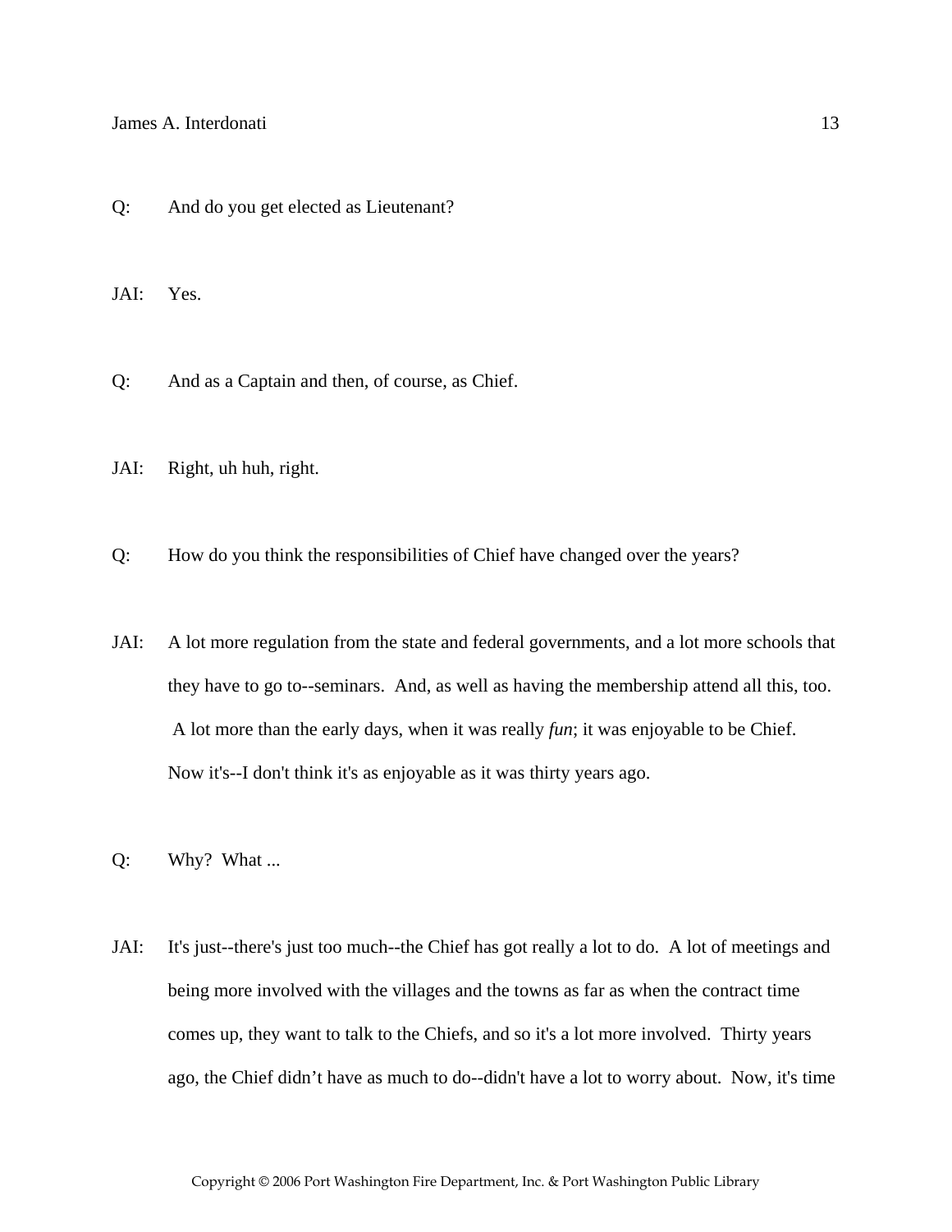Q: And do you get elected as Lieutenant?

JAI: Yes.

Q: And as a Captain and then, of course, as Chief.

JAI: Right, uh huh, right.

Q: How do you think the responsibilities of Chief have changed over the years?

JAI: A lot more regulation from the state and federal governments, and a lot more schools that they have to go to--seminars. And, as well as having the membership attend all this, too. A lot more than the early days, when it was really *fun*; it was enjoyable to be Chief. Now it's--I don't think it's as enjoyable as it was thirty years ago.

Q: Why? What ...

JAI: It's just--there's just too much--the Chief has got really a lot to do. A lot of meetings and being more involved with the villages and the towns as far as when the contract time comes up, they want to talk to the Chiefs, and so it's a lot more involved. Thirty years ago, the Chief didn't have as much to do--didn't have a lot to worry about. Now, it's time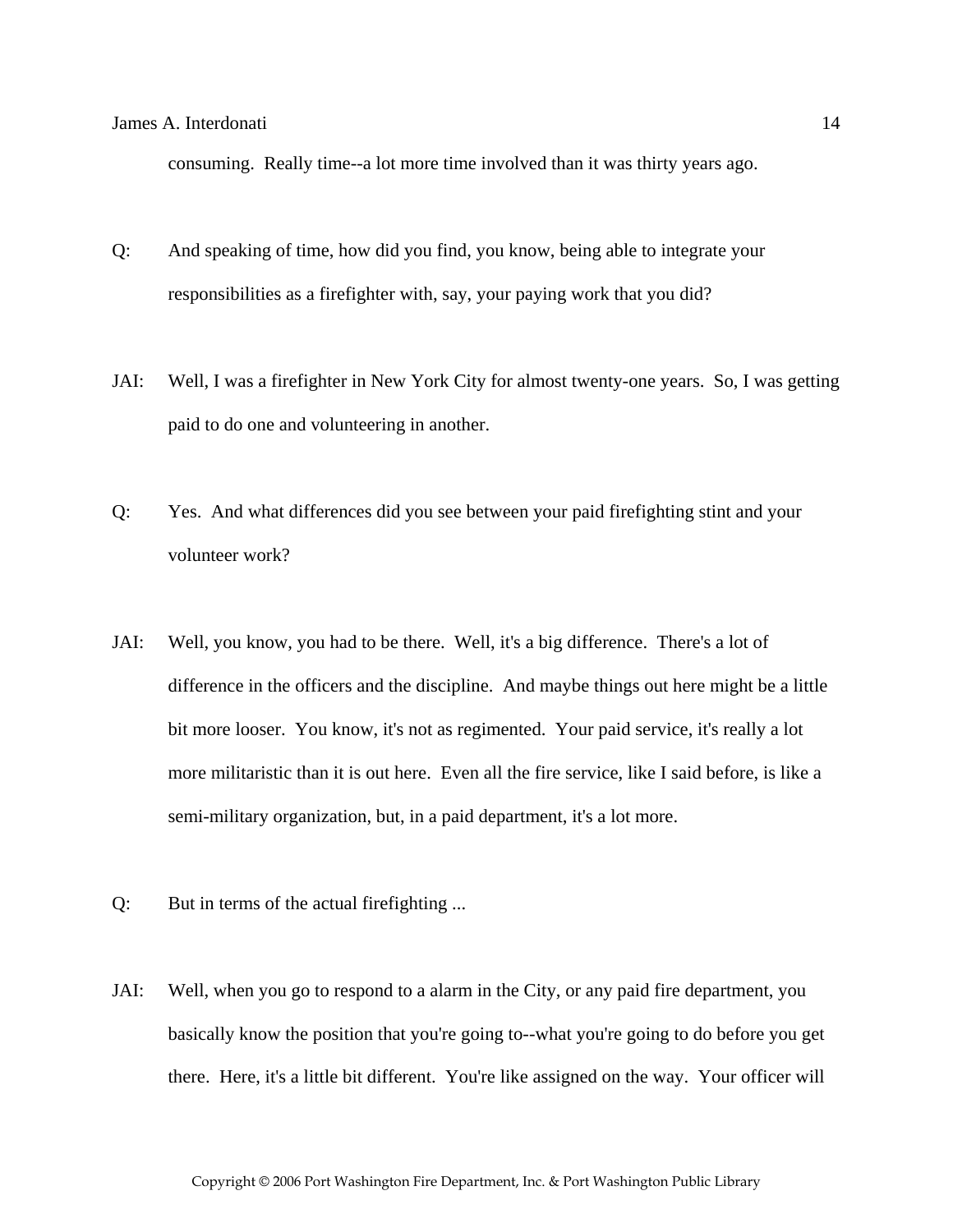consuming. Really time--a lot more time involved than it was thirty years ago.

Q: And speaking of time, how did you find, you know, being able to integrate your responsibilities as a firefighter with, say, your paying work that you did?

JAI: Well, I was a firefighter in New York City for almost twenty-one years. So, I was getting paid to do one and volunteering in another.

Q: Yes. And what differences did you see between your paid firefighting stint and your volunteer work?

JAI: Well, you know, you had to be there. Well, it's a big difference. There's a lot of difference in the officers and the discipline. And maybe things out here might be a little bit more looser. You know, it's not as regimented. Your paid service, it's really a lot more militaristic than it is out here. Even all the fire service, like I said before, is like a semi-military organization, but, in a paid department, it's a lot more.

Q: But in terms of the actual firefighting ...

JAI: Well, when you go to respond to a alarm in the City, or any paid fire department, you basically know the position that you're going to--what you're going to do before you get there. Here, it's a little bit different. You're like assigned on the way. Your officer will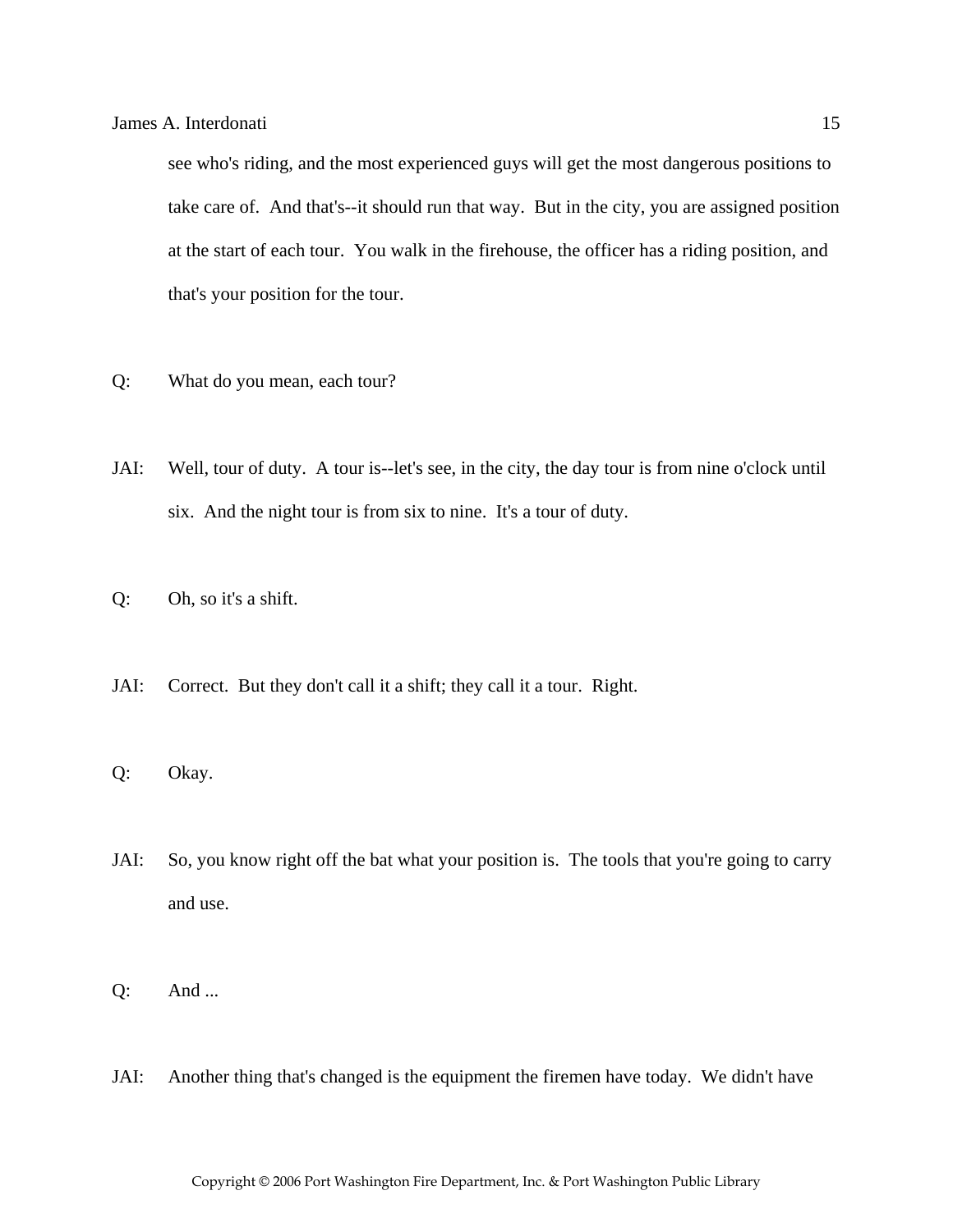see who's riding, and the most experienced guys will get the most dangerous positions to take care of. And that's--it should run that way. But in the city, you are assigned position at the start of each tour. You walk in the firehouse, the officer has a riding position, and that's your position for the tour.

Q: What do you mean, each tour?

JAI: Well, tour of duty. A tour is--let's see, in the city, the day tour is from nine o'clock until six. And the night tour is from six to nine. It's a tour of duty.

Q: Oh, so it's a shift.

JAI: Correct. But they don't call it a shift; they call it a tour. Right.

Q: Okay.

JAI: So, you know right off the bat what your position is. The tools that you're going to carry and use.

Q: And ...

JAI: Another thing that's changed is the equipment the firemen have today. We didn't have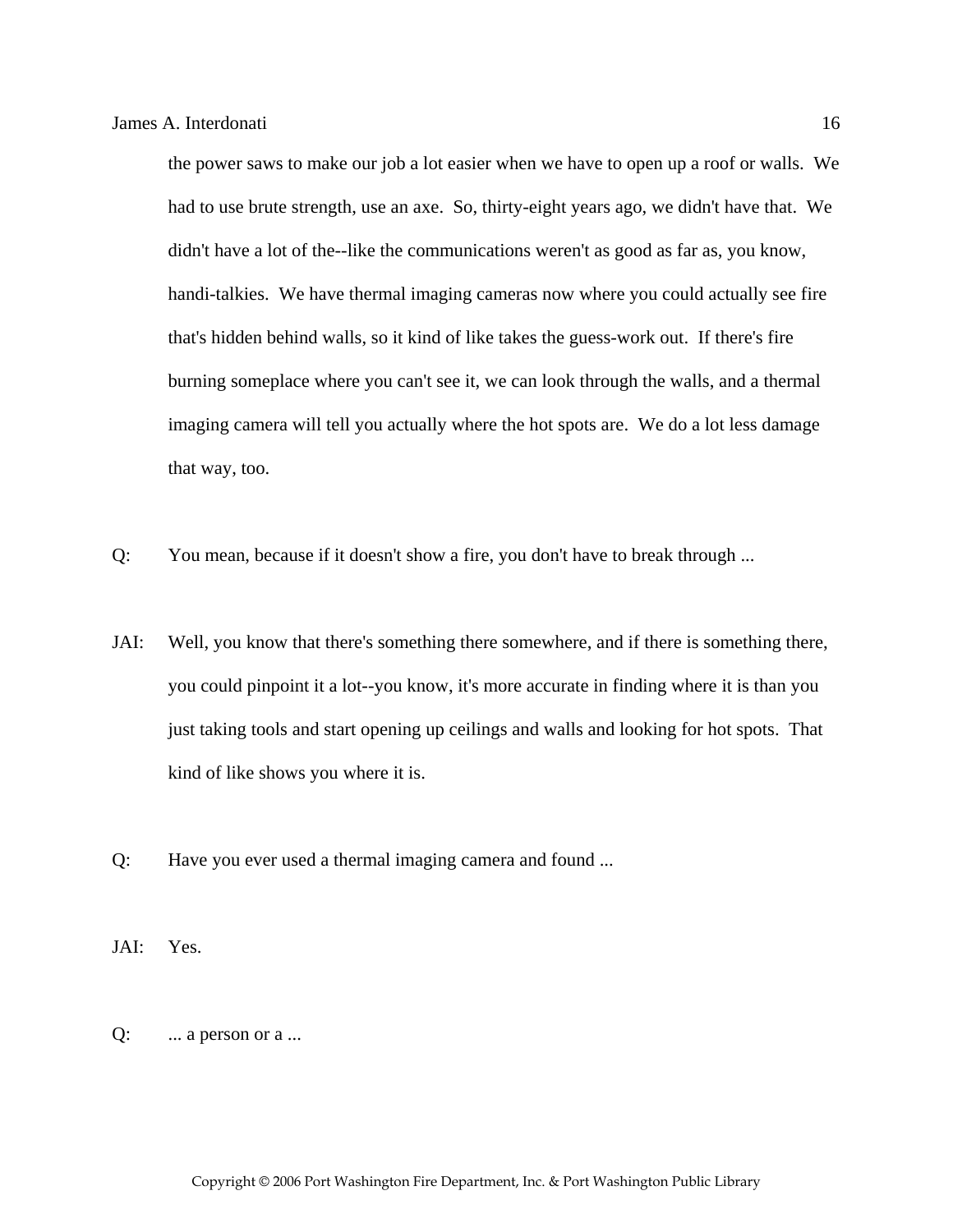the power saws to make our job a lot easier when we have to open up a roof or walls. We had to use brute strength, use an axe. So, thirty-eight years ago, we didn't have that. We didn't have a lot of the--like the communications weren't as good as far as, you know, handi-talkies. We have thermal imaging cameras now where you could actually see fire that's hidden behind walls, so it kind of like takes the guess-work out. If there's fire burning someplace where you can't see it, we can look through the walls, and a thermal imaging camera will tell you actually where the hot spots are. We do a lot less damage that way, too.

Q: You mean, because if it doesn't show a fire, you don't have to break through ...

JAI: Well, you know that there's something there somewhere, and if there is something there, you could pinpoint it a lot--you know, it's more accurate in finding where it is than you just taking tools and start opening up ceilings and walls and looking for hot spots. That kind of like shows you where it is.

Q: Have you ever used a thermal imaging camera and found ...

JAI: Yes.

Q: ... a person or a ...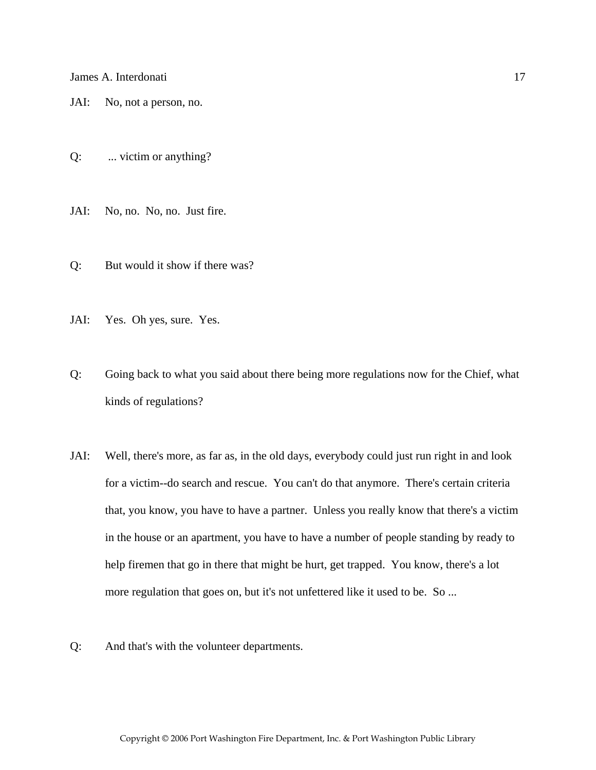JAI: No, not a person, no.

Q: ... victim or anything?

JAI: No, no. No, no. Just fire.

Q: But would it show if there was?

JAI: Yes. Oh yes, sure. Yes.

Q: Going back to what you said about there being more regulations now for the Chief, what kinds of regulations?

JAI: Well, there's more, as far as, in the old days, everybody could just run right in and look for a victim--do search and rescue. You can't do that anymore. There's certain criteria that, you know, you have to have a partner. Unless you really know that there's a victim in the house or an apartment, you have to have a number of people standing by ready to help firemen that go in there that might be hurt, get trapped. You know, there's a lot more regulation that goes on, but it's not unfettered like it used to be. So ...

Q: And that's with the volunteer departments.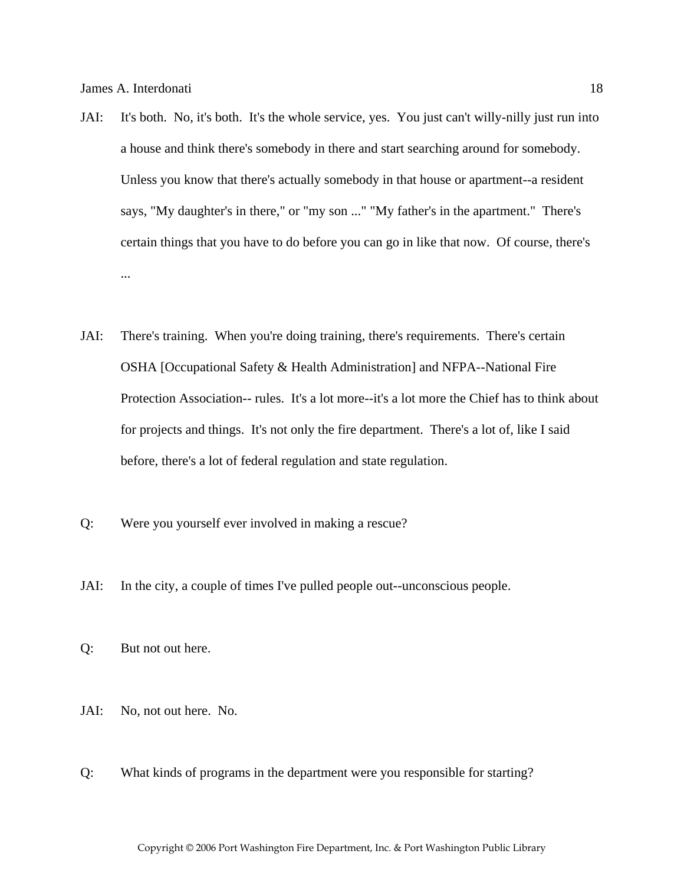JAI: It's both. No, it's both. It's the whole service, yes. You just can't willy-nilly just run into a house and think there's somebody in there and start searching around for somebody. Unless you know that there's actually somebody in that house or apartment--a resident says, "My daughter's in there," or "my son ..." "My father's in the apartment." There's certain things that you have to do before you can go in like that now. Of course, there's ...

JAI: There's training. When you're doing training, there's requirements. There's certain OSHA [Occupational Safety & Health Administration] and NFPA--National Fire Protection Association-- rules. It's a lot more--it's a lot more the Chief has to think about for projects and things. It's not only the fire department. There's a lot of, like I said before, there's a lot of federal regulation and state regulation.

Q: Were you yourself ever involved in making a rescue?

JAI: In the city, a couple of times I've pulled people out--unconscious people.

Q: But not out here.

JAI: No, not out here. No.

Q: What kinds of programs in the department were you responsible for starting?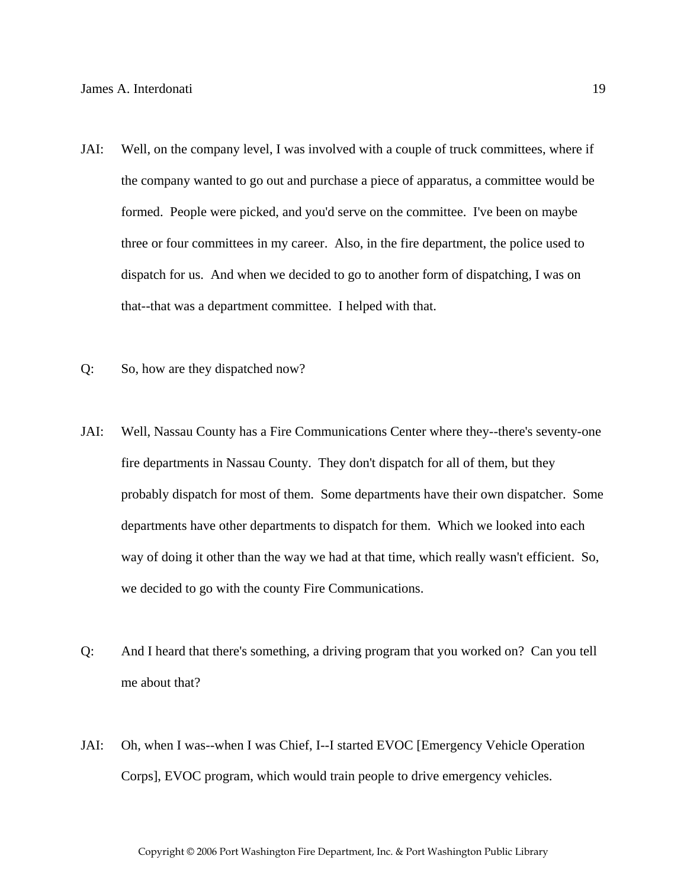JAI: Well, on the company level, I was involved with a couple of truck committees, where if the company wanted to go out and purchase a piece of apparatus, a committee would be formed. People were picked, and you'd serve on the committee. I've been on maybe three or four committees in my career. Also, in the fire department, the police used to dispatch for us. And when we decided to go to another form of dispatching, I was on that--that was a department committee. I helped with that.

Q: So, how are they dispatched now?

JAI: Well, Nassau County has a Fire Communications Center where they--there's seventy-one fire departments in Nassau County. They don't dispatch for all of them, but they probably dispatch for most of them. Some departments have their own dispatcher. Some departments have other departments to dispatch for them. Which we looked into each way of doing it other than the way we had at that time, which really wasn't efficient. So, we decided to go with the county Fire Communications.

Q: And I heard that there's something, a driving program that you worked on? Can you tell me about that?

JAI: Oh, when I was--when I was Chief, I--I started EVOC [Emergency Vehicle Operation Corps], EVOC program, which would train people to drive emergency vehicles.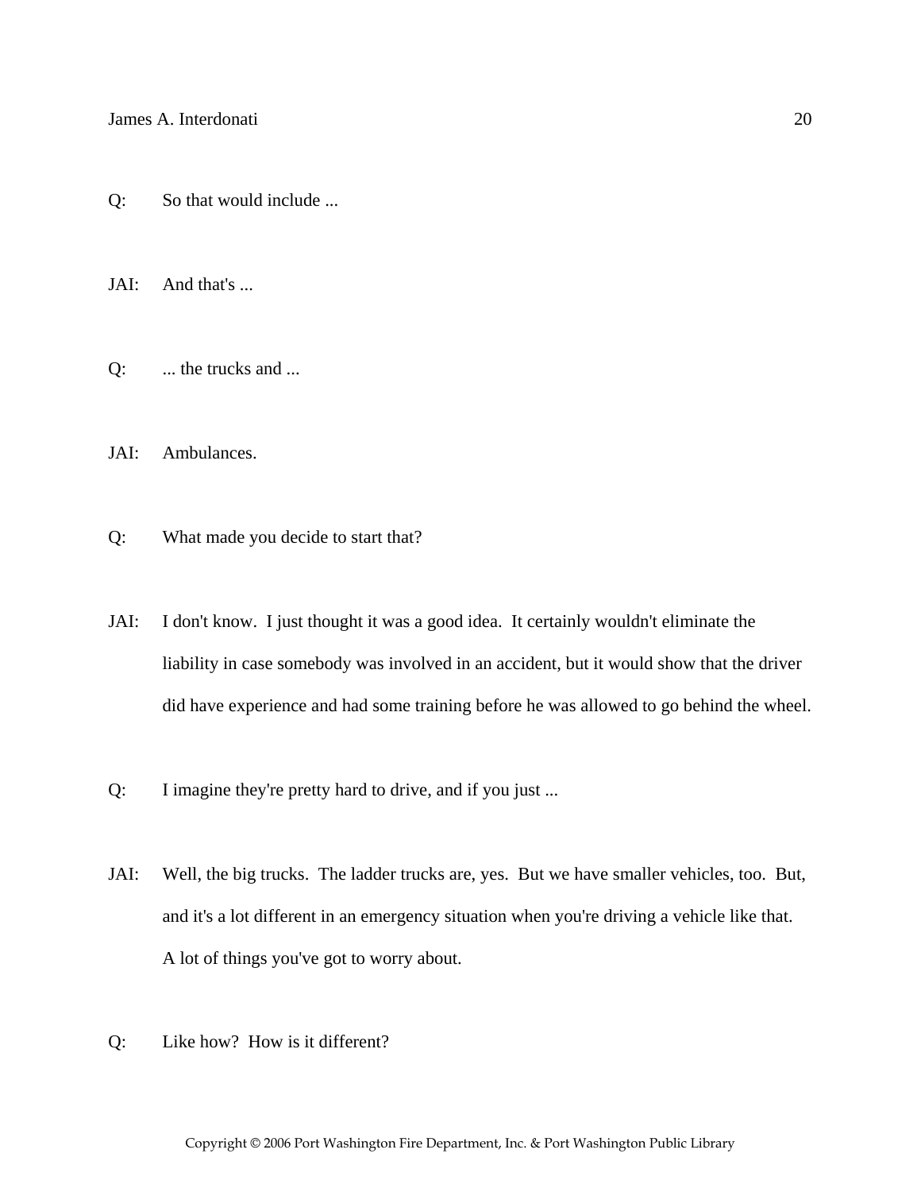Q: So that would include ...

JAI: And that's ...

Q: ... the trucks and ...

JAI: Ambulances.

Q: What made you decide to start that?

JAI: I don't know. I just thought it was a good idea. It certainly wouldn't eliminate the liability in case somebody was involved in an accident, but it would show that the driver did have experience and had some training before he was allowed to go behind the wheel.

Q: I imagine they're pretty hard to drive, and if you just ...

JAI: Well, the big trucks. The ladder trucks are, yes. But we have smaller vehicles, too. But, and it's a lot different in an emergency situation when you're driving a vehicle like that. A lot of things you've got to worry about.

Q: Like how? How is it different?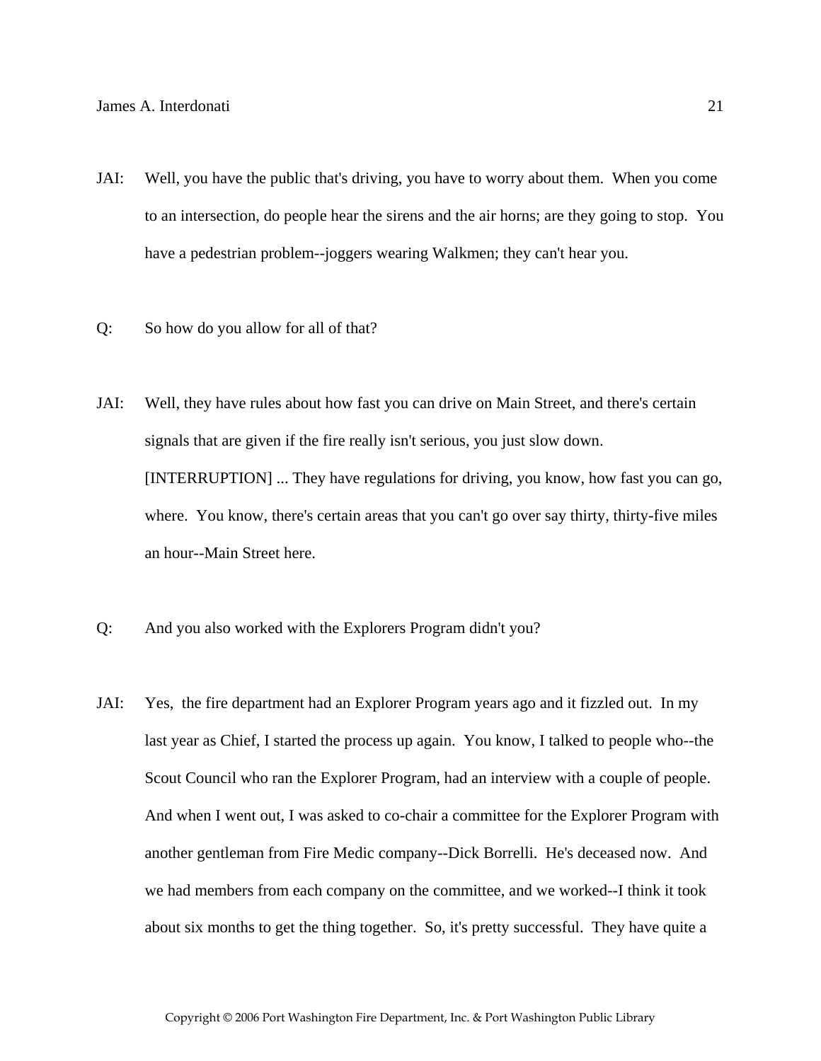JAI: Well, you have the public that's driving, you have to worry about them. When you come to an intersection, do people hear the sirens and the air horns; are they going to stop. You have a pedestrian problem--joggers wearing Walkmen; they can't hear you.

Q: So how do you allow for all of that?

JAI: Well, they have rules about how fast you can drive on Main Street, and there's certain signals that are given if the fire really isn't serious, you just slow down. [INTERRUPTION] ... They have regulations for driving, you know, how fast you can go, where. You know, there's certain areas that you can't go over say thirty, thirty-five miles an hour--Main Street here.

Q: And you also worked with the Explorers Program didn't you?

JAI: Yes, the fire department had an Explorer Program years ago and it fizzled out. In my last year as Chief, I started the process up again. You know, I talked to people who--the Scout Council who ran the Explorer Program, had an interview with a couple of people. And when I went out, I was asked to co-chair a committee for the Explorer Program with another gentleman from Fire Medic company--Dick Borrelli. He's deceased now. And we had members from each company on the committee, and we worked--I think it took about six months to get the thing together. So, it's pretty successful. They have quite a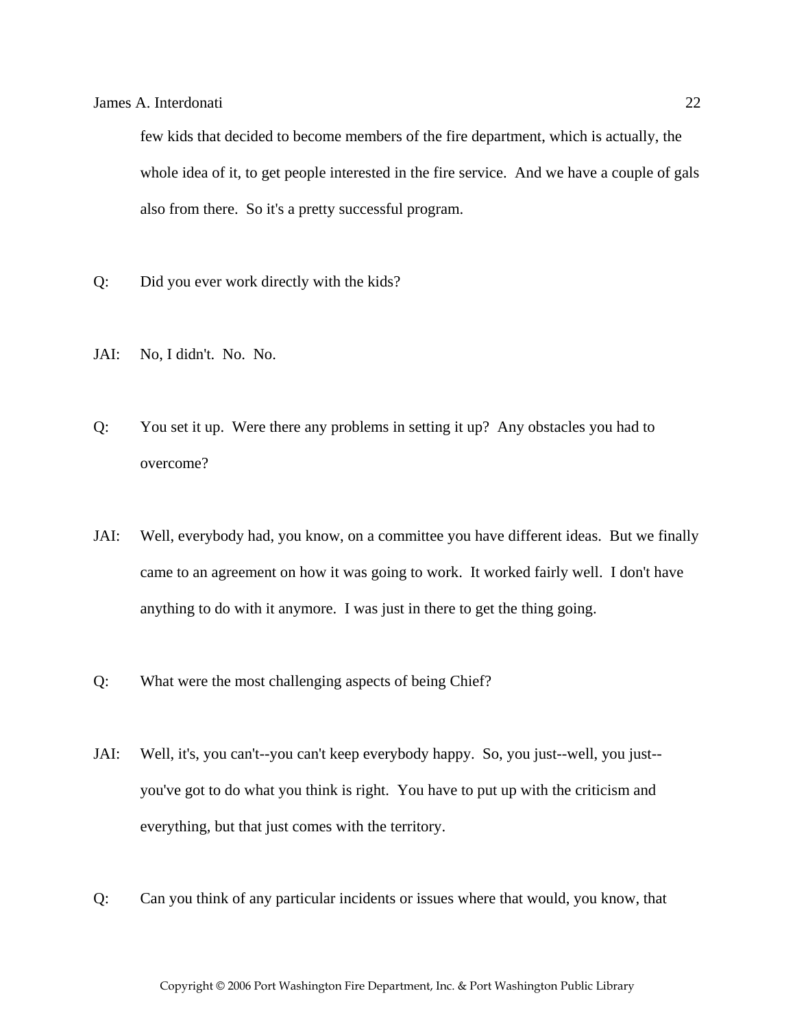few kids that decided to become members of the fire department, which is actually, the whole idea of it, to get people interested in the fire service. And we have a couple of gals also from there. So it's a pretty successful program.

Q: Did you ever work directly with the kids?

JAI: No, I didn't. No. No.

Q: You set it up. Were there any problems in setting it up? Any obstacles you had to overcome?

JAI: Well, everybody had, you know, on a committee you have different ideas. But we finally came to an agreement on how it was going to work. It worked fairly well. I don't have anything to do with it anymore. I was just in there to get the thing going.

Q: What were the most challenging aspects of being Chief?

JAI: Well, it's, you can't--you can't keep everybody happy. So, you just--well, you just--you've got to do what you think is right. You have to put up with the criticism and everything, but that just comes with the territory.

Q: Can you think of any particular incidents or issues where that would, you know, that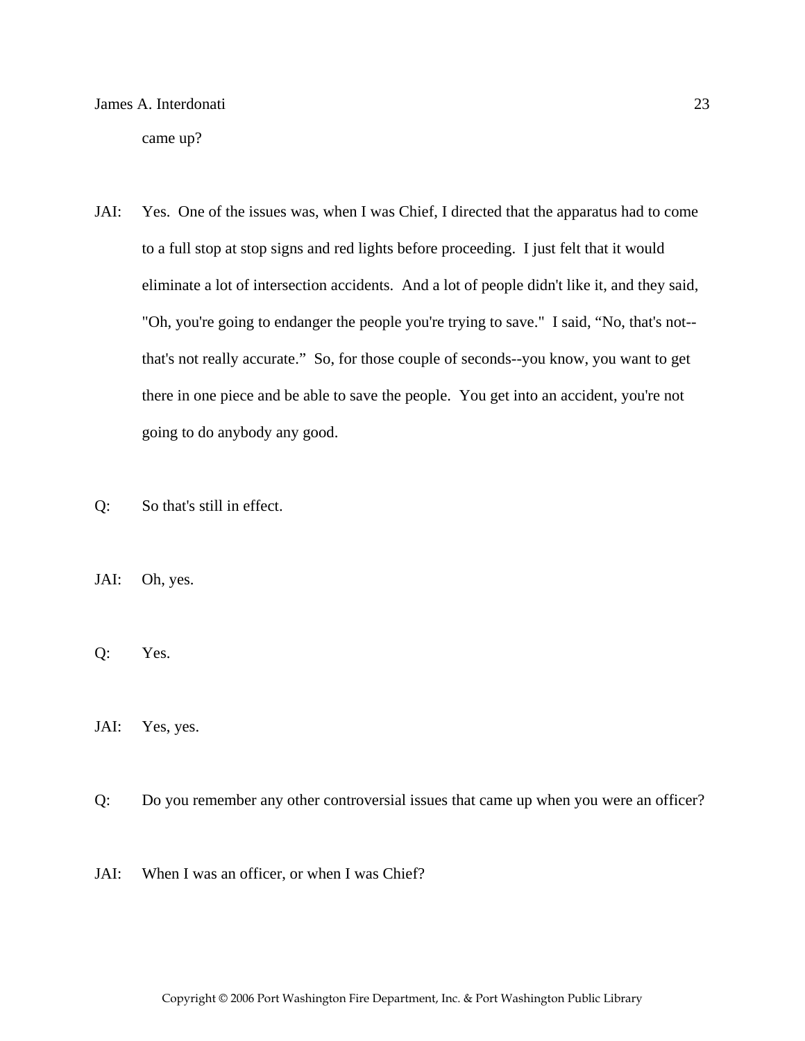came up?

JAI: Yes. One of the issues was, when I was Chief, I directed that the apparatus had to come to a full stop at stop signs and red lights before proceeding. I just felt that it would eliminate a lot of intersection accidents. And a lot of people didn't like it, and they said, "Oh, you're going to endanger the people you're trying to save." I said, “No, that's not--that's not really accurate.” So, for those couple of seconds--you know, you want to get there in one piece and be able to save the people. You get into an accident, you're not going to do anybody any good.

Q: So that's still in effect.

JAI: Oh, yes.

Q: Yes.

JAI: Yes, yes.

Q: Do you remember any other controversial issues that came up when you were an officer?

JAI: When I was an officer, or when I was Chief?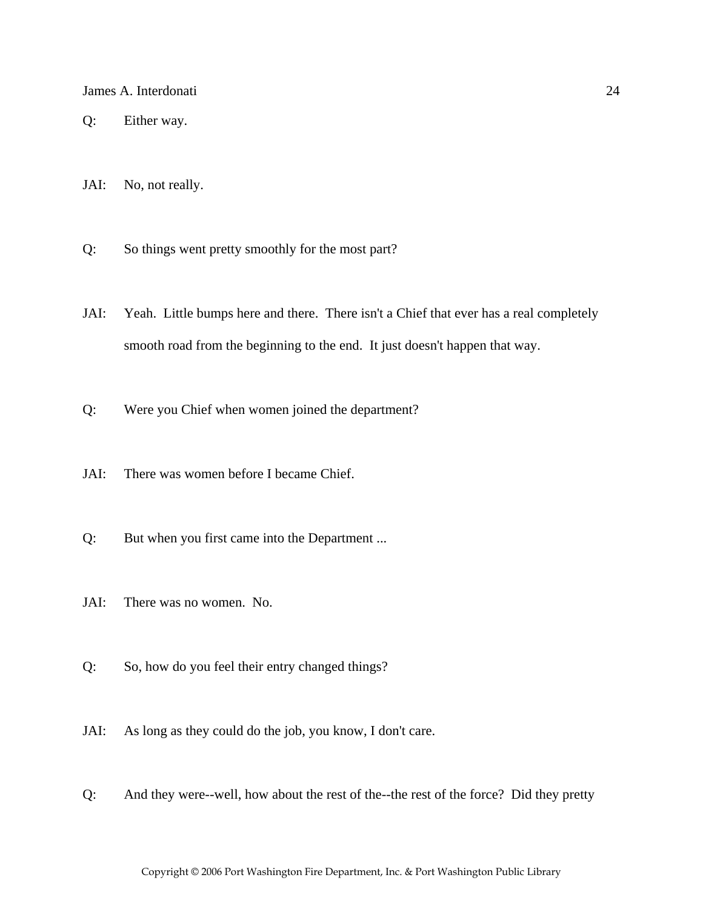Q: Either way.

JAI: No, not really.

Q: So things went pretty smoothly for the most part?

JAI: Yeah. Little bumps here and there. There isn't a Chief that ever has a real completely smooth road from the beginning to the end. It just doesn't happen that way.

Q: Were you Chief when women joined the department?

JAI: There was women before I became Chief.

Q: But when you first came into the Department ...

JAI: There was no women. No.

Q: So, how do you feel their entry changed things?

JAI: As long as they could do the job, you know, I don't care.

Q: And they were--well, how about the rest of the--the rest of the force? Did they pretty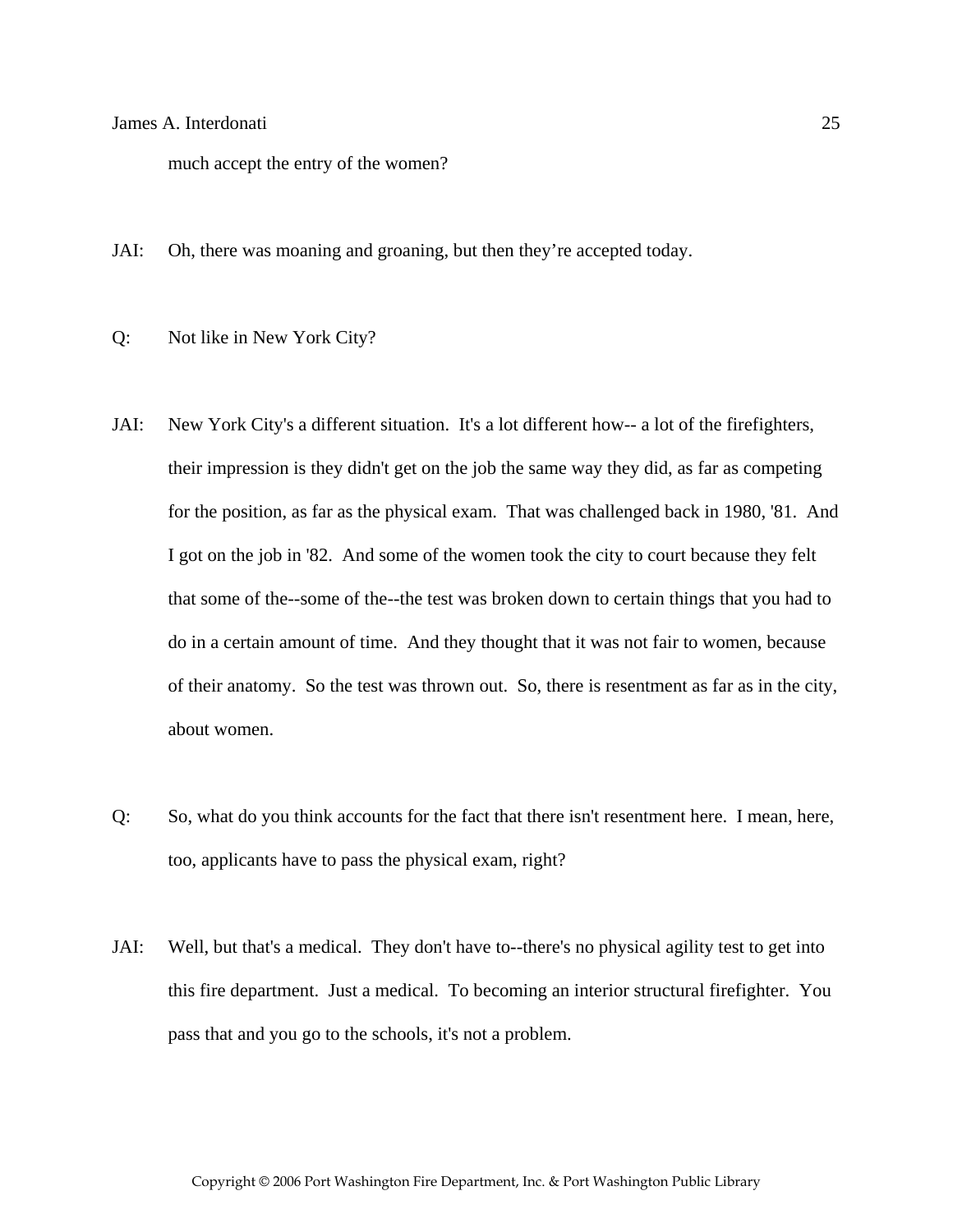much accept the entry of the women?

JAI: Oh, there was moaning and groaning, but then they're accepted today.

Q: Not like in New York City?

JAI: New York City's a different situation. It's a lot different how-- a lot of the firefighters, their impression is they didn't get on the job the same way they did, as far as competing for the position, as far as the physical exam. That was challenged back in 1980, '81. And I got on the job in '82. And some of the women took the city to court because they felt that some of the--some of the--the test was broken down to certain things that you had to do in a certain amount of time. And they thought that it was not fair to women, because of their anatomy. So the test was thrown out. So, there is resentment as far as in the city, about women.

Q: So, what do you think accounts for the fact that there isn't resentment here. I mean, here, too, applicants have to pass the physical exam, right?

JAI: Well, but that's a medical. They don't have to--there's no physical agility test to get into this fire department. Just a medical. To becoming an interior structural firefighter. You pass that and you go to the schools, it's not a problem.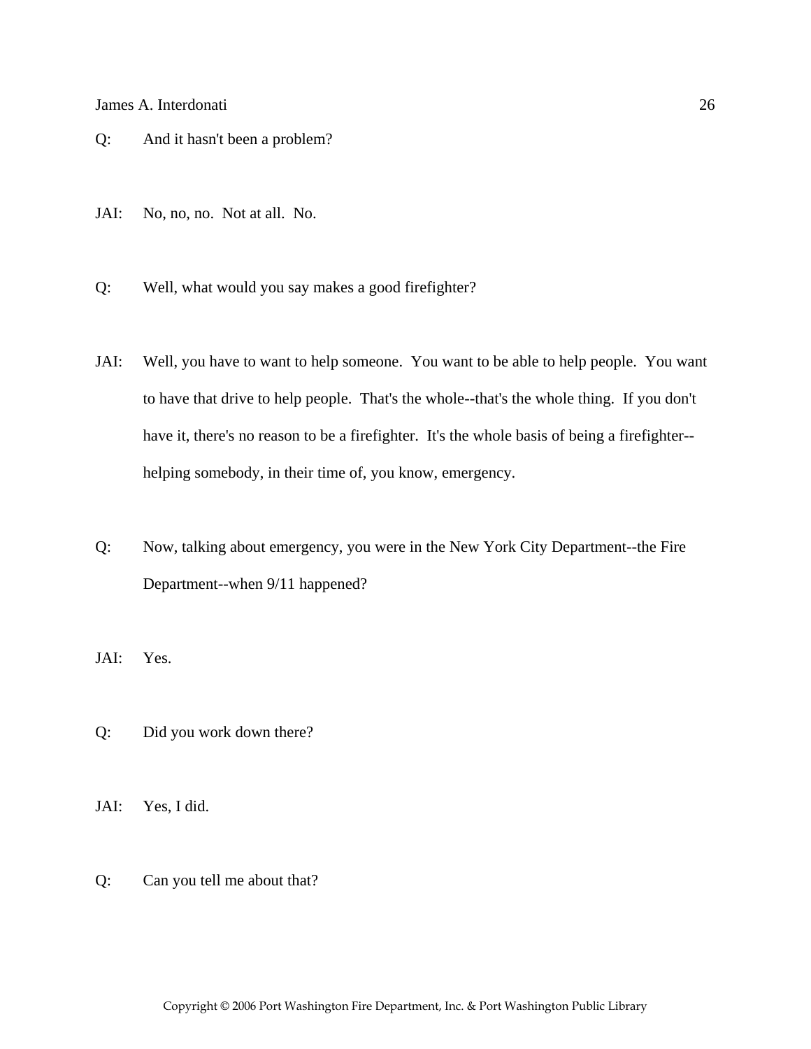Q: And it hasn't been a problem?

JAI: No, no, no. Not at all. No.

Q: Well, what would you say makes a good firefighter?

JAI: Well, you have to want to help someone. You want to be able to help people. You want to have that drive to help people. That's the whole--that's the whole thing. If you don't have it, there's no reason to be a firefighter. It's the whole basis of being a firefighter--helping somebody, in their time of, you know, emergency.

Q: Now, talking about emergency, you were in the New York City Department--the Fire Department--when 9/11 happened?

JAI: Yes.

Q: Did you work down there?

JAI: Yes, I did.

Q: Can you tell me about that?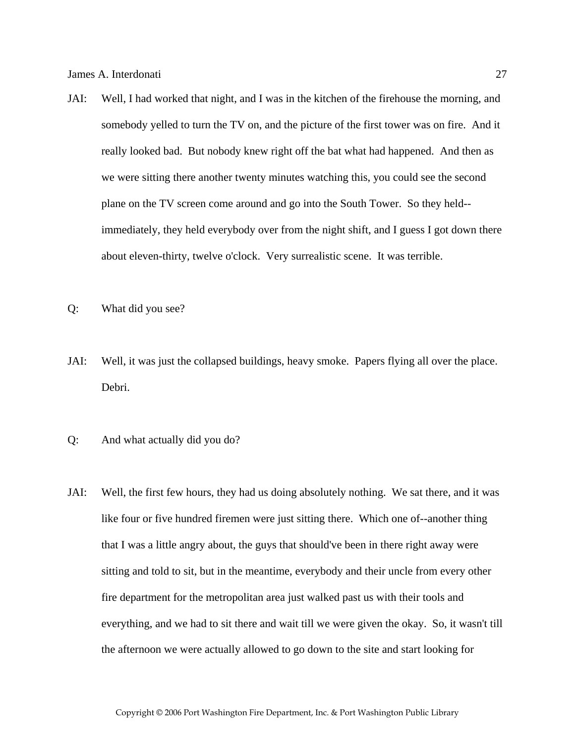JAI: Well, I had worked that night, and I was in the kitchen of the firehouse the morning, and somebody yelled to turn the TV on, and the picture of the first tower was on fire. And it really looked bad. But nobody knew right off the bat what had happened. And then as we were sitting there another twenty minutes watching this, you could see the second plane on the TV screen come around and go into the South Tower. So they held--immediately, they held everybody over from the night shift, and I guess I got down there about eleven-thirty, twelve o'clock. Very surrealistic scene. It was terrible.

Q: What did you see?

JAI: Well, it was just the collapsed buildings, heavy smoke. Papers flying all over the place. Debri.

Q: And what actually did you do?

JAI: Well, the first few hours, they had us doing absolutely nothing. We sat there, and it was like four or five hundred firemen were just sitting there. Which one of--another thing that I was a little angry about, the guys that should've been in there right away were sitting and told to sit, but in the meantime, everybody and their uncle from every other fire department for the metropolitan area just walked past us with their tools and everything, and we had to sit there and wait till we were given the okay. So, it wasn't till the afternoon we were actually allowed to go down to the site and start looking for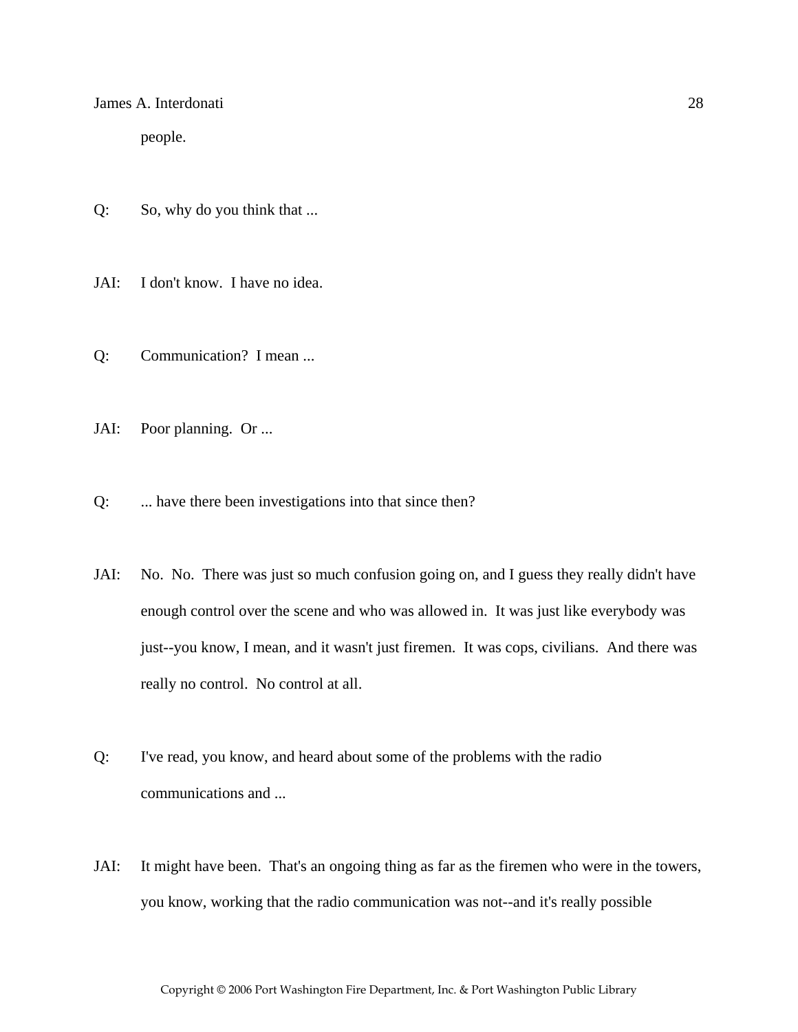people.

Q: So, why do you think that ...

JAI: I don't know. I have no idea.

Q: Communication? I mean ...

JAI: Poor planning. Or ...

Q: ... have there been investigations into that since then?

JAI: No. No. There was just so much confusion going on, and I guess they really didn't have enough control over the scene and who was allowed in. It was just like everybody was just--you know, I mean, and it wasn't just firemen. It was cops, civilians. And there was really no control. No control at all.

Q: I've read, you know, and heard about some of the problems with the radio communications and ...

JAI: It might have been. That's an ongoing thing as far as the firemen who were in the towers, you know, working that the radio communication was not--and it's really possible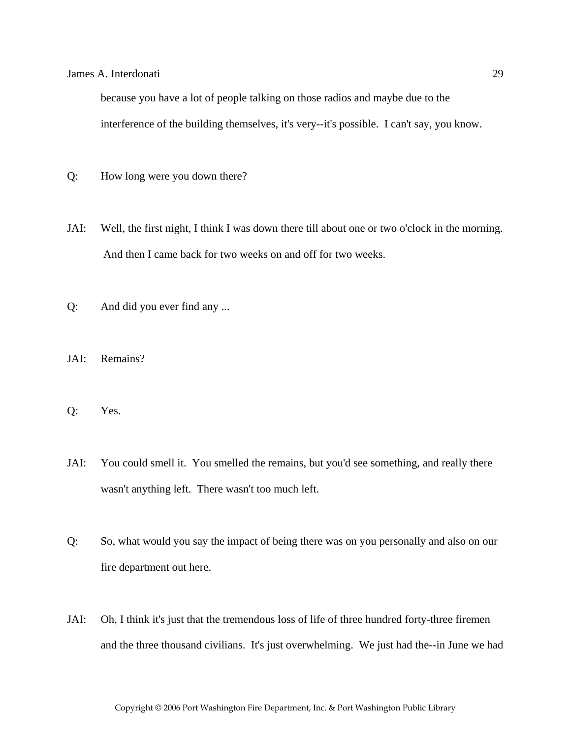because you have a lot of people talking on those radios and maybe due to the interference of the building themselves, it's very--it's possible. I can't say, you know.

Q: How long were you down there?

JAI: Well, the first night, I think I was down there till about one or two o'clock in the morning. And then I came back for two weeks on and off for two weeks.

Q: And did you ever find any ...

JAI: Remains?

Q: Yes.

JAI: You could smell it. You smelled the remains, but you'd see something, and really there wasn't anything left. There wasn't too much left.

Q: So, what would you say the impact of being there was on you personally and also on our fire department out here.

JAI: Oh, I think it's just that the tremendous loss of life of three hundred forty-three firemen and the three thousand civilians. It's just overwhelming. We just had the--in June we had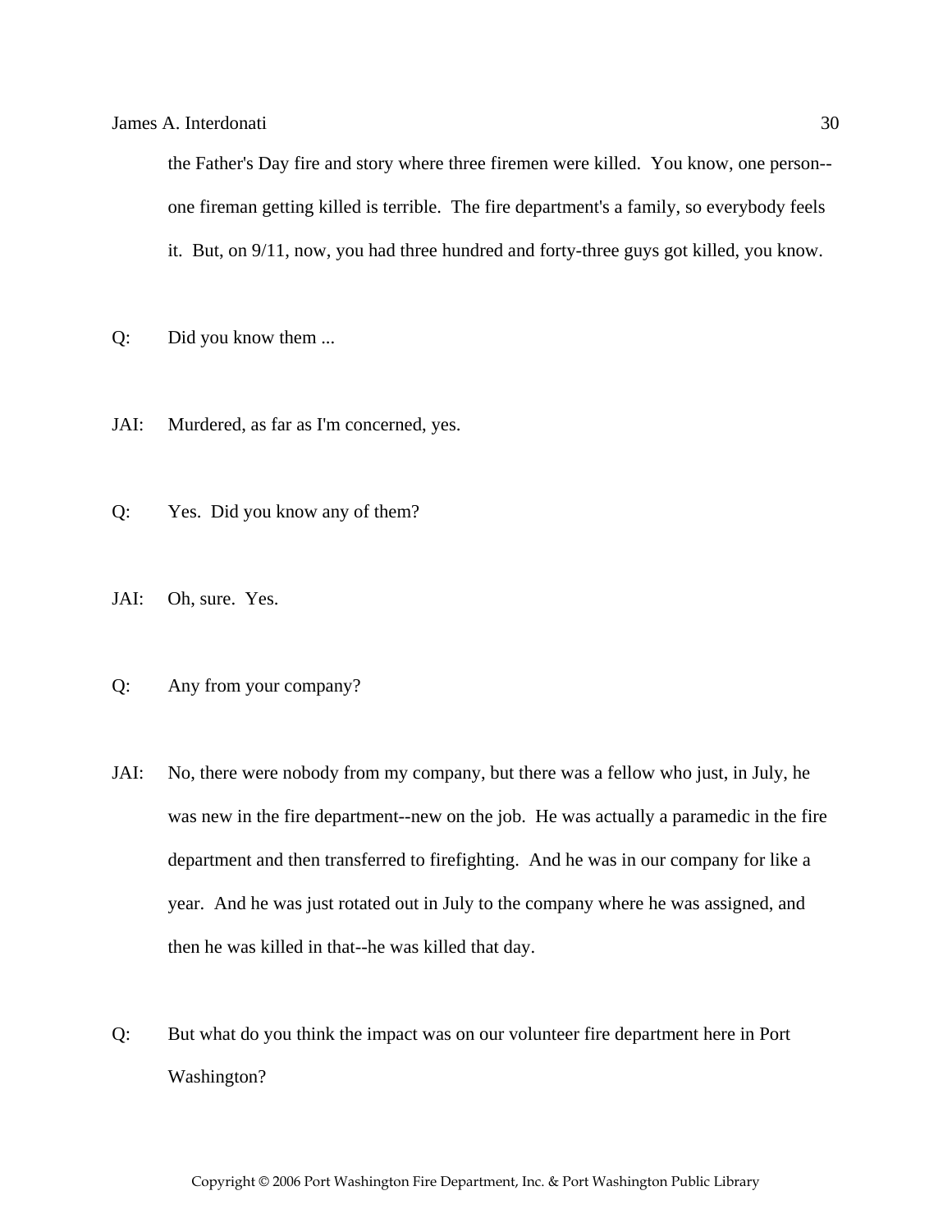the Father's Day fire and story where three firemen were killed. You know, one person--one fireman getting killed is terrible. The fire department's a family, so everybody feels it. But, on 9/11, now, you had three hundred and forty-three guys got killed, you know.

Q: Did you know them ...

JAI: Murdered, as far as I'm concerned, yes.

Q: Yes. Did you know any of them?

JAI: Oh, sure. Yes.

Q: Any from your company?

JAI: No, there were nobody from my company, but there was a fellow who just, in July, he was new in the fire department--new on the job. He was actually a paramedic in the fire department and then transferred to firefighting. And he was in our company for like a year. And he was just rotated out in July to the company where he was assigned, and then he was killed in that--he was killed that day.

Q: But what do you think the impact was on our volunteer fire department here in Port Washington?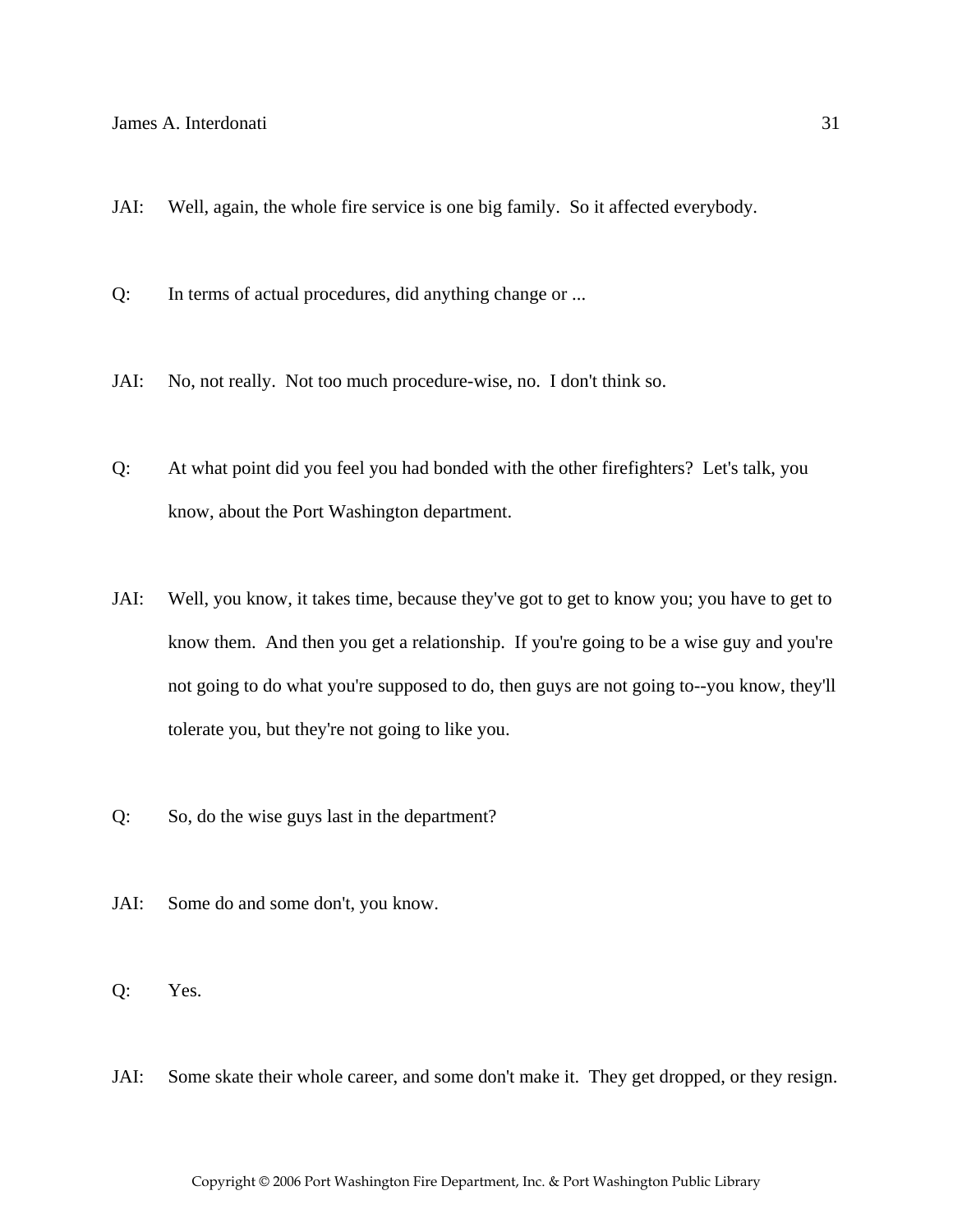JAI: Well, again, the whole fire service is one big family. So it affected everybody.

Q: In terms of actual procedures, did anything change or ...

JAI: No, not really. Not too much procedure-wise, no. I don't think so.

Q: At what point did you feel you had bonded with the other firefighters? Let's talk, you know, about the Port Washington department.

JAI: Well, you know, it takes time, because they've got to get to know you; you have to get to know them. And then you get a relationship. If you're going to be a wise guy and you're not going to do what you're supposed to do, then guys are not going to--you know, they'll tolerate you, but they're not going to like you.

Q: So, do the wise guys last in the department?

JAI: Some do and some don't, you know.

Q: Yes.

JAI: Some skate their whole career, and some don't make it. They get dropped, or they resign.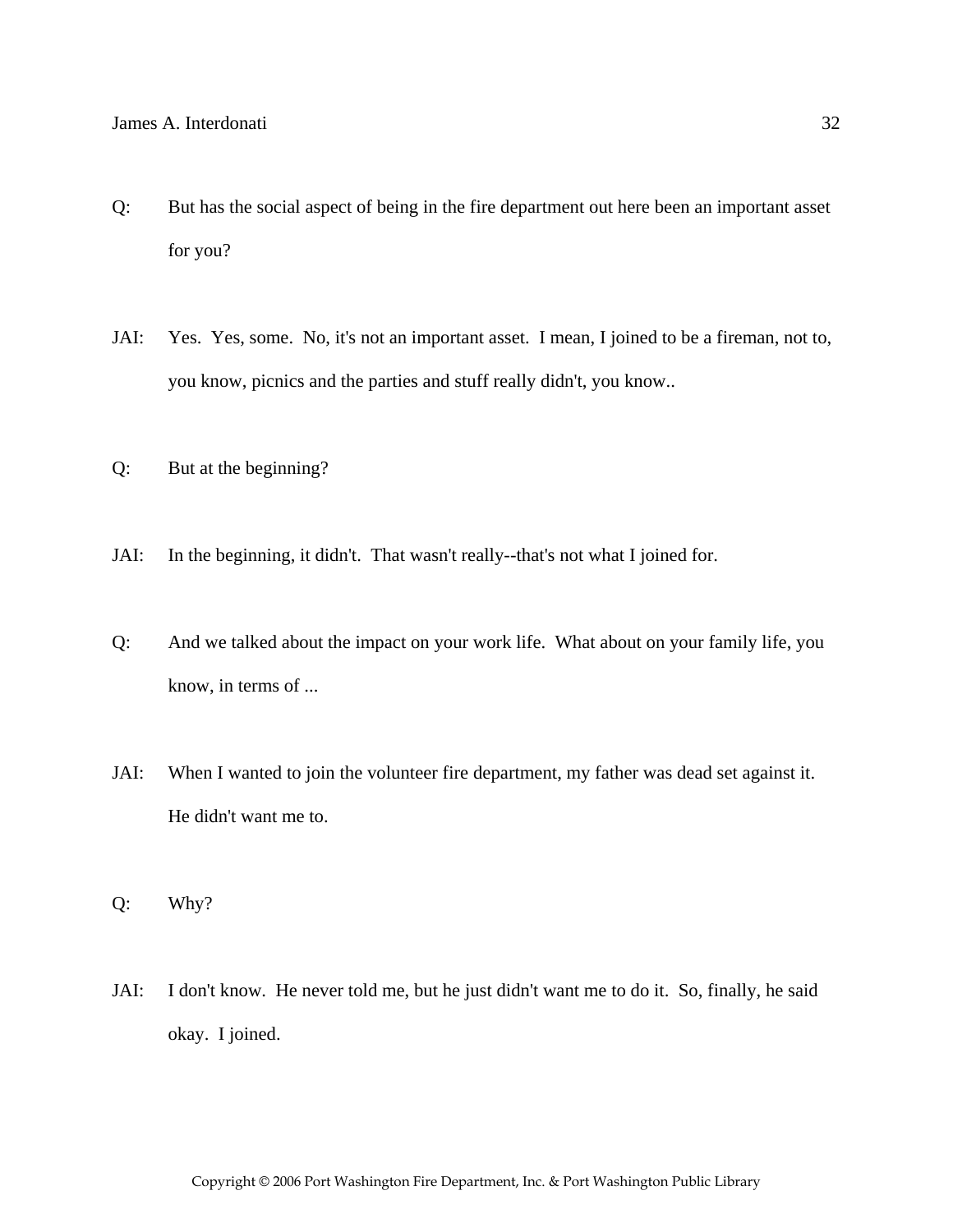Q: But has the social aspect of being in the fire department out here been an important asset for you?

JAI: Yes. Yes, some. No, it's not an important asset. I mean, I joined to be a fireman, not to, you know, picnics and the parties and stuff really didn't, you know..

Q: But at the beginning?

JAI: In the beginning, it didn't. That wasn't really--that's not what I joined for.

Q: And we talked about the impact on your work life. What about on your family life, you know, in terms of ...

JAI: When I wanted to join the volunteer fire department, my father was dead set against it. He didn't want me to.

Q: Why?

JAI: I don't know. He never told me, but he just didn't want me to do it. So, finally, he said okay. I joined.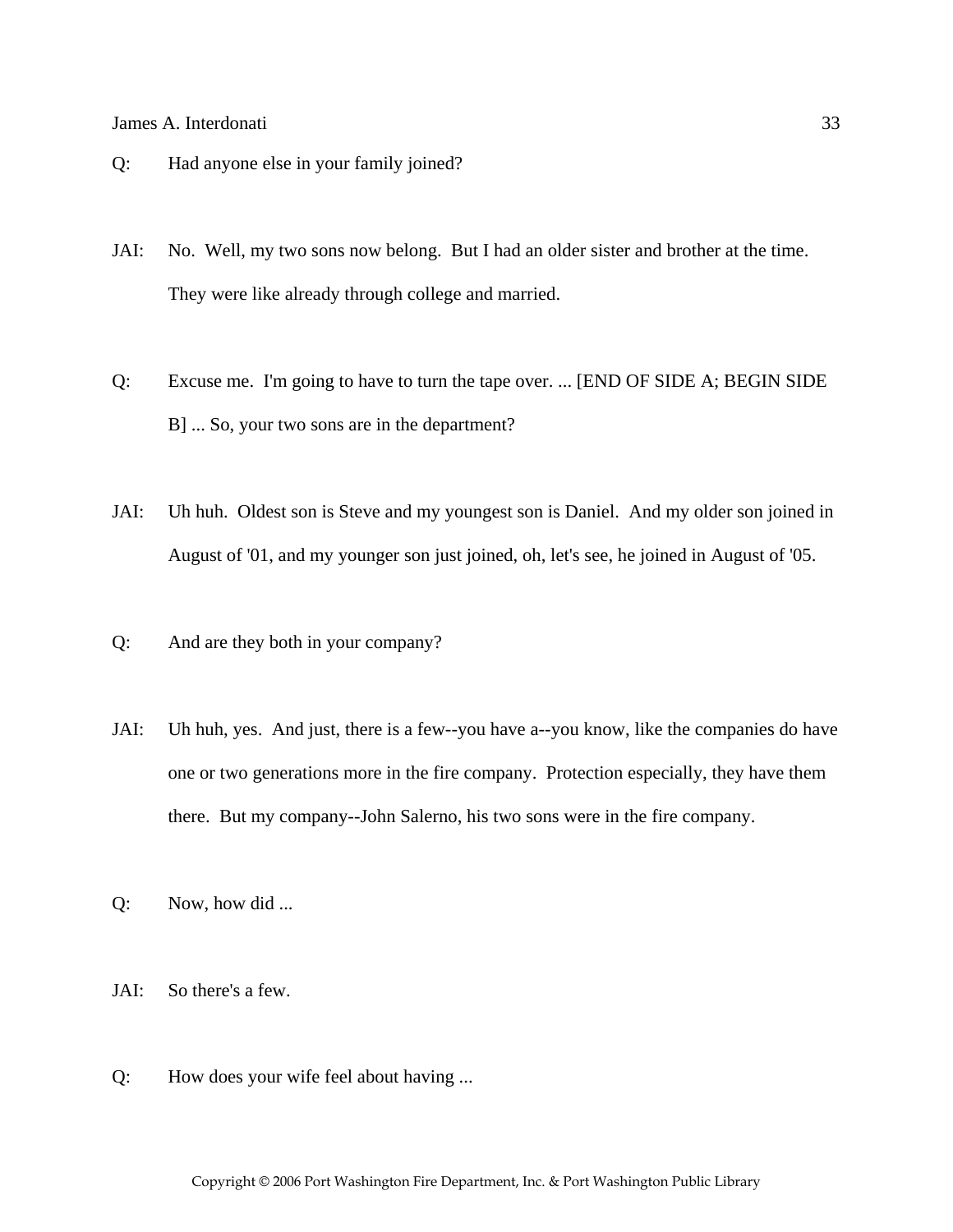Q: Had anyone else in your family joined?

JAI: No. Well, my two sons now belong. But I had an older sister and brother at the time. They were like already through college and married.

Q: Excuse me. I'm going to have to turn the tape over. ... [END OF SIDE A; BEGIN SIDE B] ... So, your two sons are in the department?

JAI: Uh huh. Oldest son is Steve and my youngest son is Daniel. And my older son joined in August of '01, and my younger son just joined, oh, let's see, he joined in August of '05.

Q: And are they both in your company?

JAI: Uh huh, yes. And just, there is a few--you have a--you know, like the companies do have one or two generations more in the fire company. Protection especially, they have them there. But my company--John Salerno, his two sons were in the fire company.

Q: Now, how did ...

JAI: So there's a few.

Q: How does your wife feel about having ...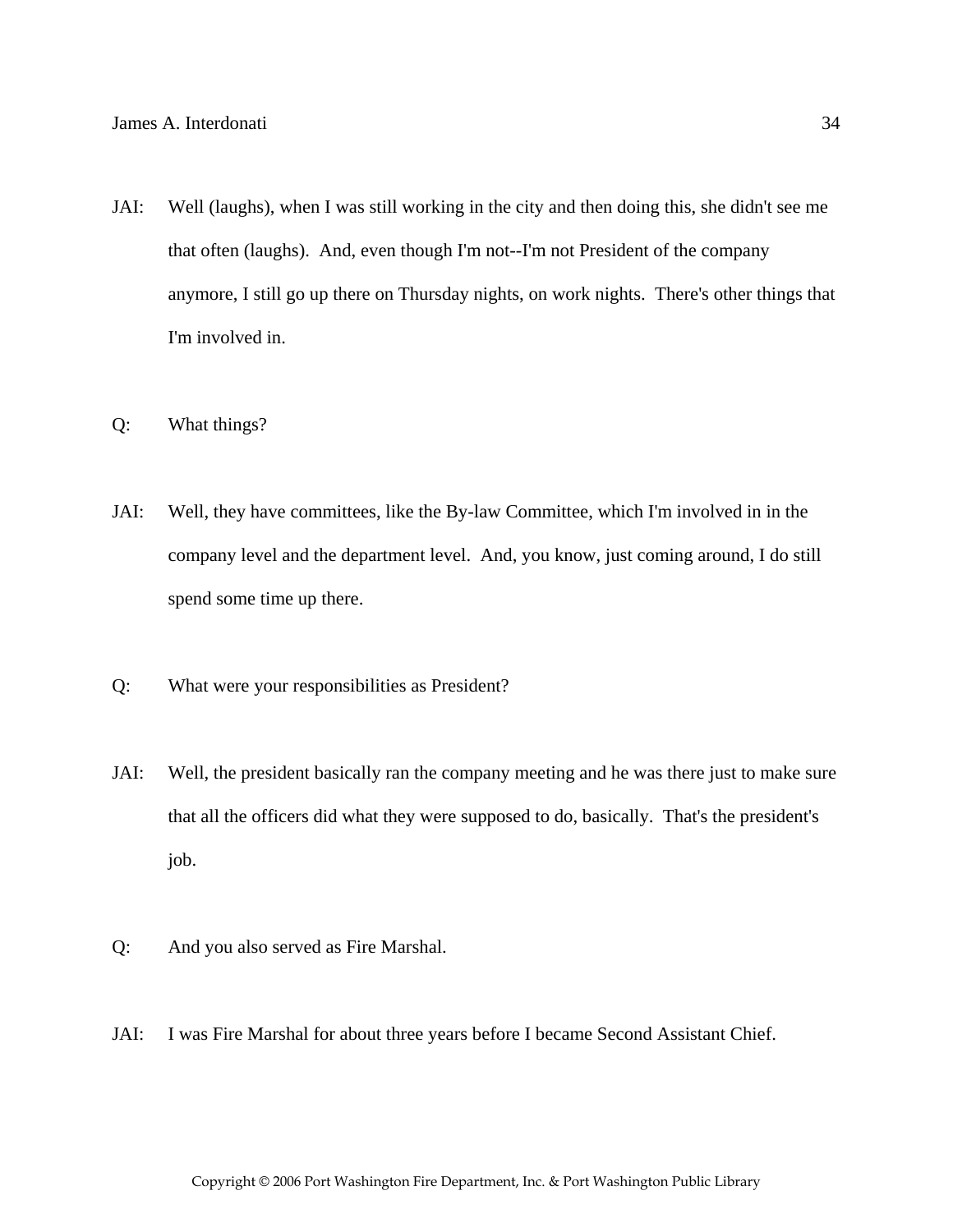JAI: Well (laughs), when I was still working in the city and then doing this, she didn't see me that often (laughs). And, even though I'm not--I'm not President of the company anymore, I still go up there on Thursday nights, on work nights. There's other things that I'm involved in.

Q: What things?

JAI: Well, they have committees, like the By-law Committee, which I'm involved in in the company level and the department level. And, you know, just coming around, I do still spend some time up there.

Q: What were your responsibilities as President?

JAI: Well, the president basically ran the company meeting and he was there just to make sure that all the officers did what they were supposed to do, basically. That's the president's job.

Q: And you also served as Fire Marshal.

JAI: I was Fire Marshal for about three years before I became Second Assistant Chief.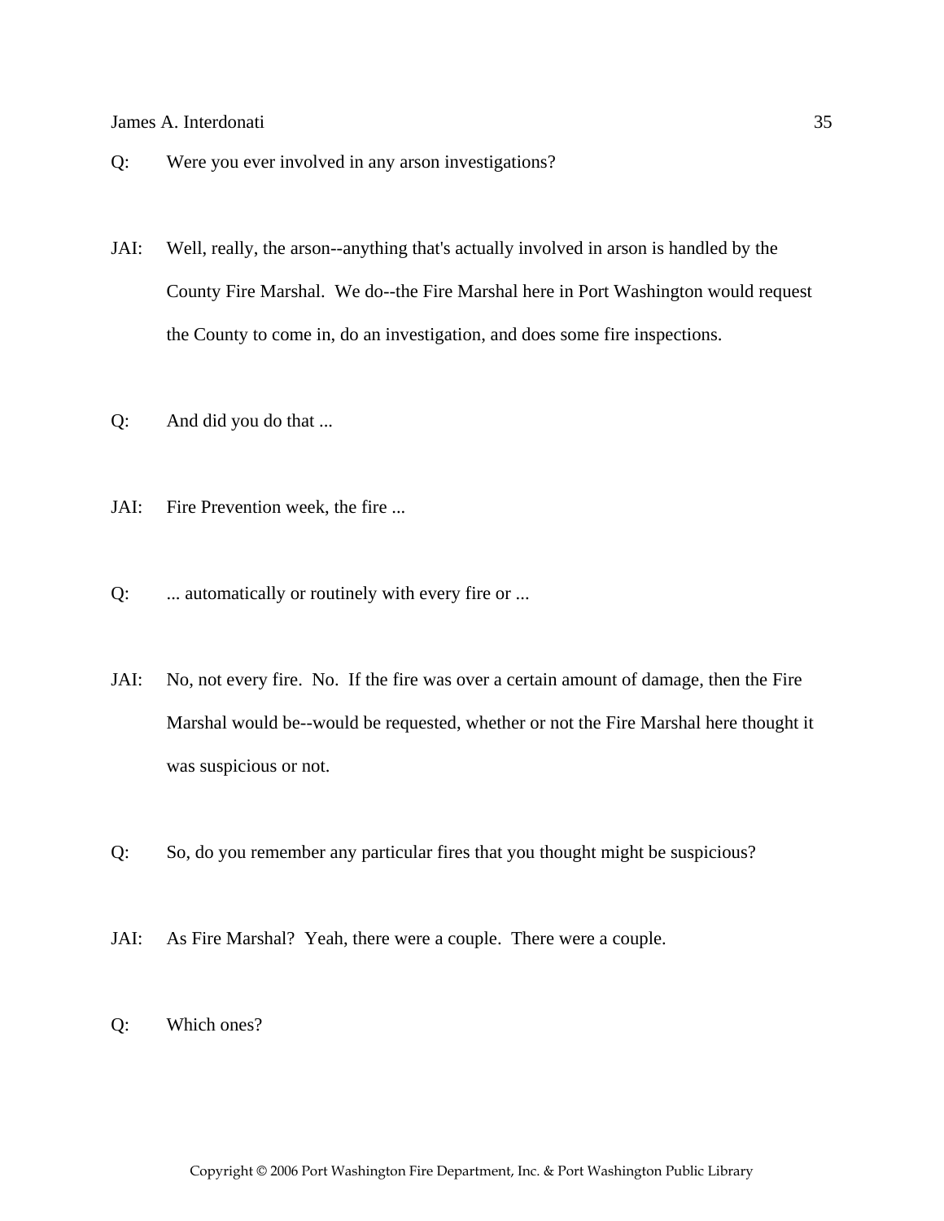Q: Were you ever involved in any arson investigations?

JAI: Well, really, the arson--anything that's actually involved in arson is handled by the County Fire Marshal. We do--the Fire Marshal here in Port Washington would request the County to come in, do an investigation, and does some fire inspections.

Q: And did you do that ...

JAI: Fire Prevention week, the fire ...

Q: ... automatically or routinely with every fire or ...

JAI: No, not every fire. No. If the fire was over a certain amount of damage, then the Fire Marshal would be--would be requested, whether or not the Fire Marshal here thought it was suspicious or not.

Q: So, do you remember any particular fires that you thought might be suspicious?

JAI: As Fire Marshal? Yeah, there were a couple. There were a couple.

Q: Which ones?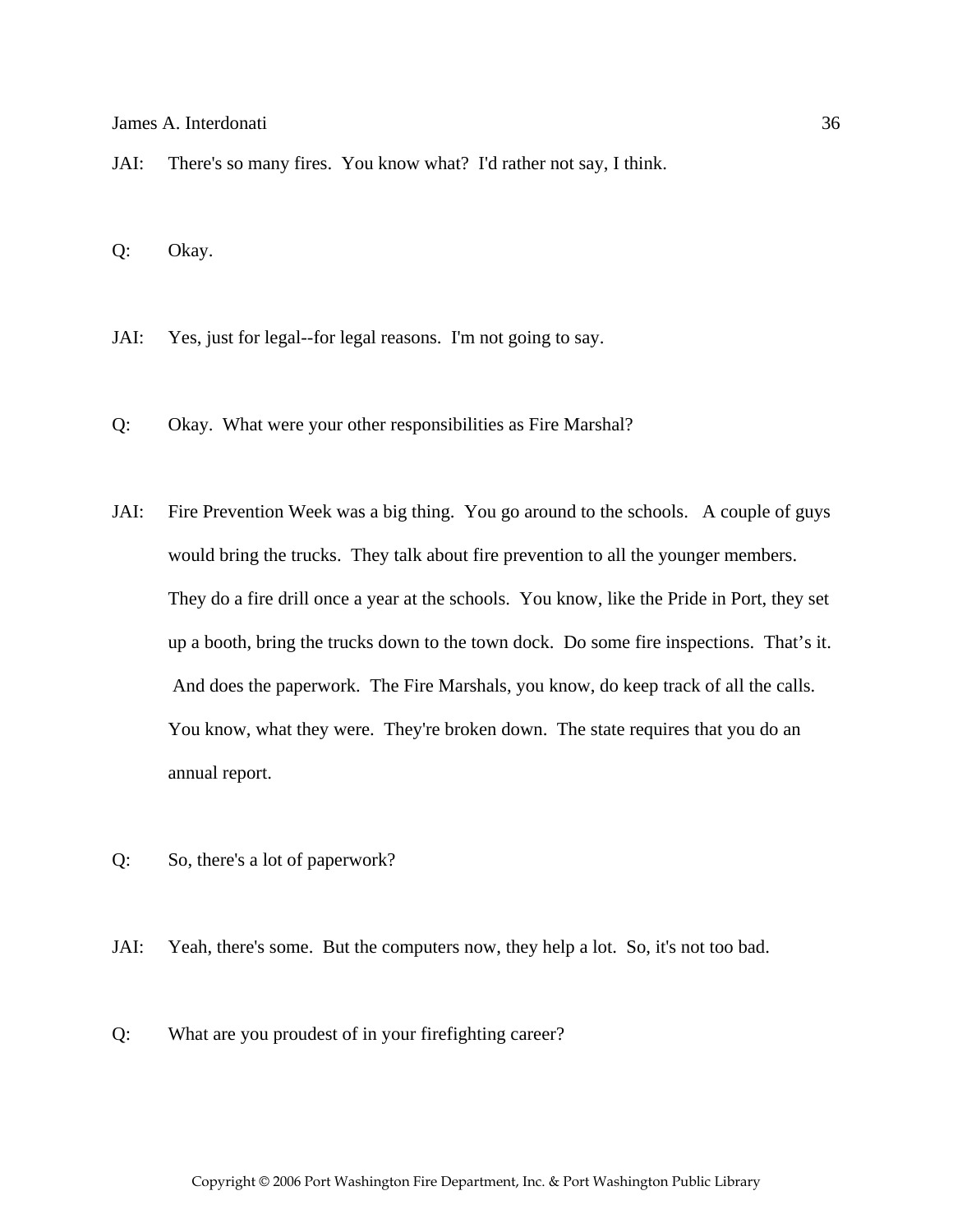JAI: There's so many fires. You know what? I'd rather not say, I think.

Q: Okay.

JAI: Yes, just for legal--for legal reasons. I'm not going to say.

Q: Okay. What were your other responsibilities as Fire Marshal?

JAI: Fire Prevention Week was a big thing. You go around to the schools. A couple of guys would bring the trucks. They talk about fire prevention to all the younger members. They do a fire drill once a year at the schools. You know, like the Pride in Port, they set up a booth, bring the trucks down to the town dock. Do some fire inspections. That's it. And does the paperwork. The Fire Marshals, you know, do keep track of all the calls. You know, what they were. They're broken down. The state requires that you do an annual report.

Q: So, there's a lot of paperwork?

JAI: Yeah, there's some. But the computers now, they help a lot. So, it's not too bad.

Q: What are you proudest of in your firefighting career?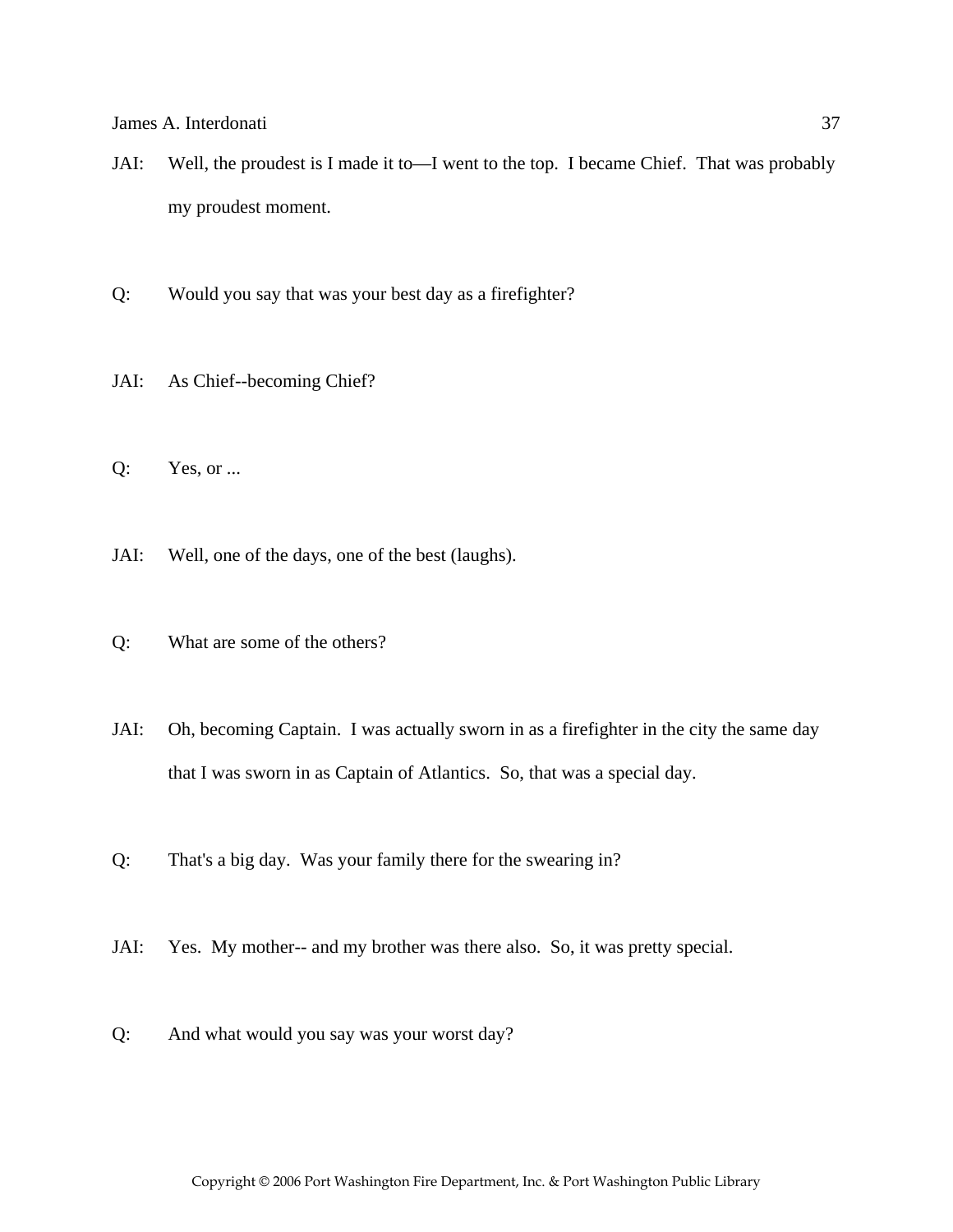JAI: Well, the proudest is I made it to—I went to the top. I became Chief. That was probably my proudest moment.

Q: Would you say that was your best day as a firefighter?

JAI: As Chief--becoming Chief?

Q: Yes, or ...

JAI: Well, one of the days, one of the best (laughs).

Q: What are some of the others?

JAI: Oh, becoming Captain. I was actually sworn in as a firefighter in the city the same day that I was sworn in as Captain of Atlantics. So, that was a special day.

Q: That's a big day. Was your family there for the swearing in?

JAI: Yes. My mother-- and my brother was there also. So, it was pretty special.

Q: And what would you say was your worst day?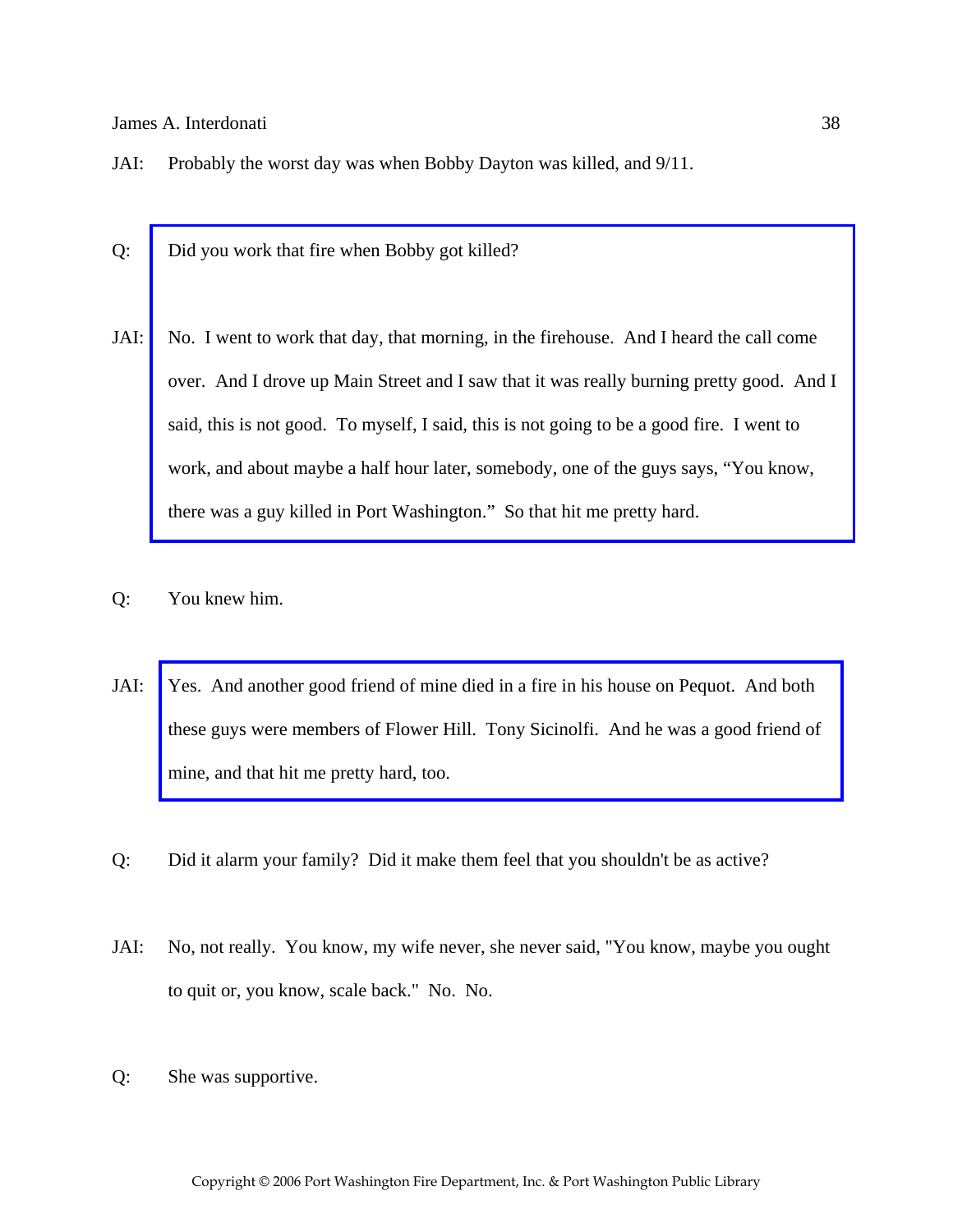JAI: Probably the worst day was when Bobby Dayton was killed, and 9/11.

Q: Did you work that fire when Bobby got killed?

JAI: No. I went to work that day, that morning, in the firehouse. And I heard the call come over. And I drove up Main Street and I saw that it was really burning pretty good. And I said, this is not good. To myself, I said, this is not going to be a good fire. I went to work, and about maybe a half hour later, somebody, one of the guys says, "You know, there was a guy killed in Port Washington." So that hit me pretty hard.

Q: You knew him.

JAI: Yes. And another good friend of mine died in a fire in his house on Pequot. And both these guys were members of Flower Hill. Tony Sicinolfi. And he was a good friend of mine, and that hit me pretty hard, too.

Q: Did it alarm your family? Did it make them feel that you shouldn't be as active?

JAI: No, not really. You know, my wife never, she never said, "You know, maybe you ought to quit or, you know, scale back." No. No.

Q: She was supportive.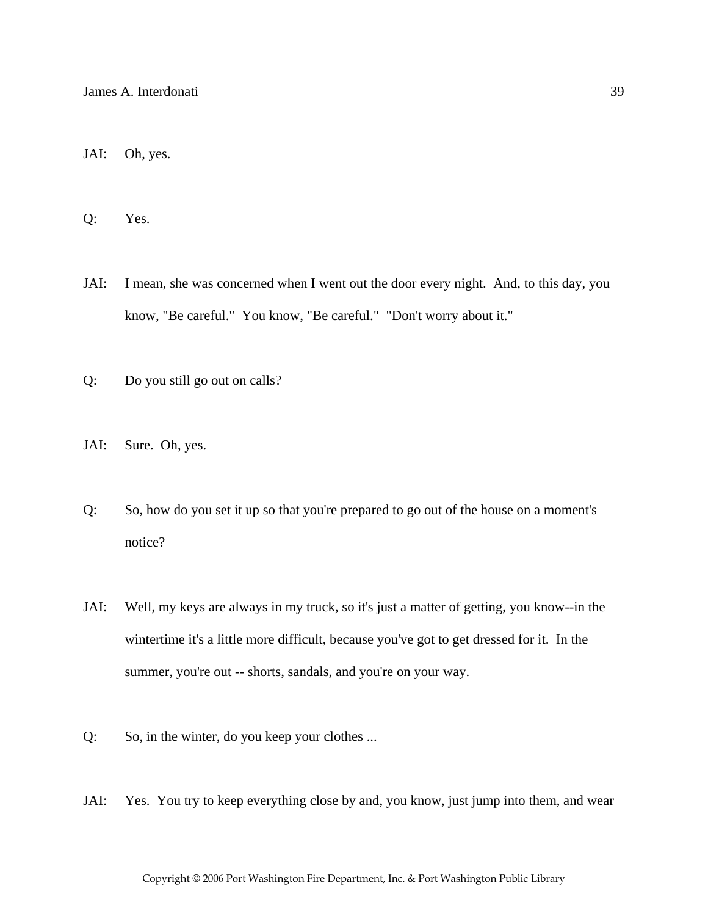JAI: Oh, yes.

Q: Yes.

JAI: I mean, she was concerned when I went out the door every night. And, to this day, you know, "Be careful." You know, "Be careful." "Don't worry about it."

Q: Do you still go out on calls?

JAI: Sure. Oh, yes.

Q: So, how do you set it up so that you're prepared to go out of the house on a moment's notice?

JAI: Well, my keys are always in my truck, so it's just a matter of getting, you know--in the wintertime it's a little more difficult, because you've got to get dressed for it. In the summer, you're out -- shorts, sandals, and you're on your way.

Q: So, in the winter, do you keep your clothes ...

JAI: Yes. You try to keep everything close by and, you know, just jump into them, and wear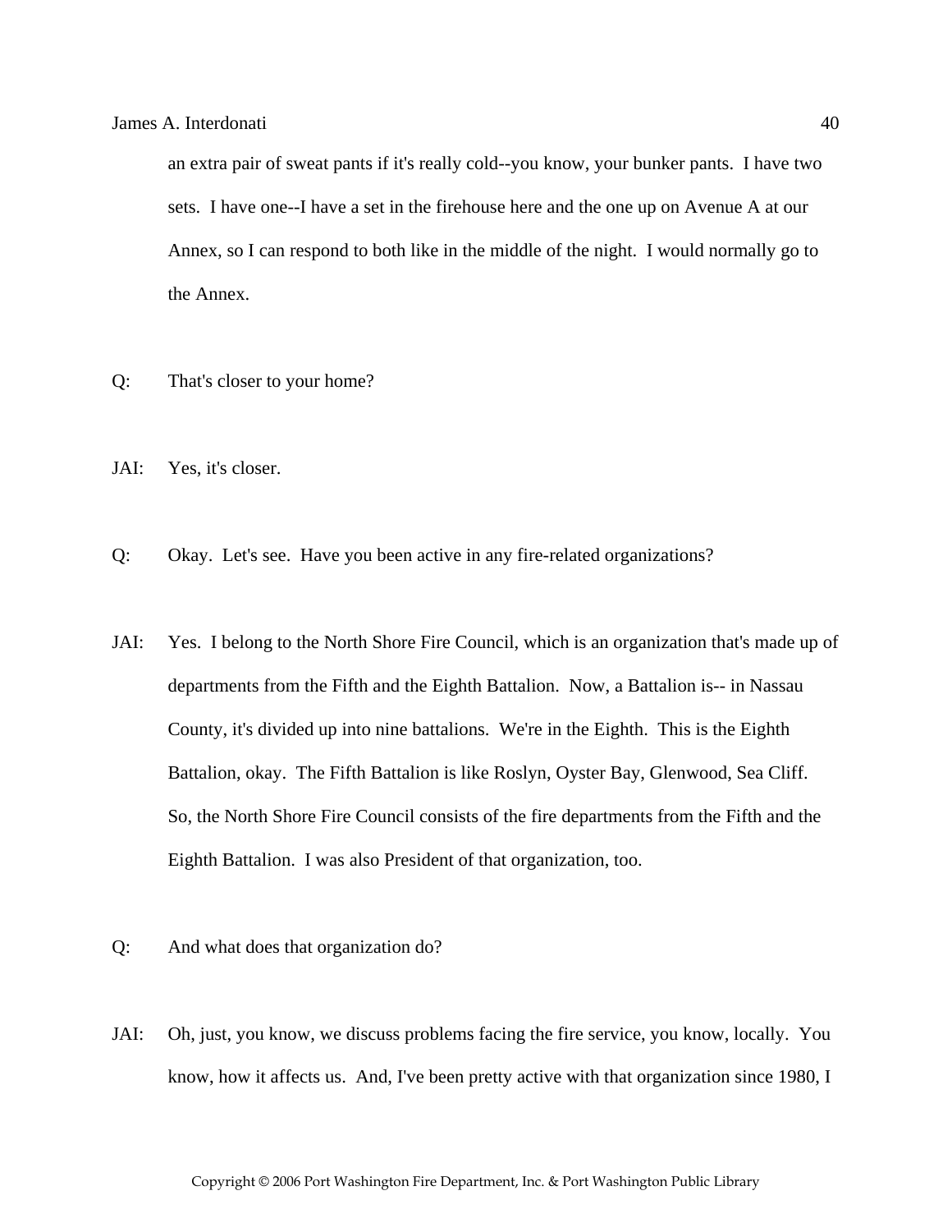an extra pair of sweat pants if it's really cold--you know, your bunker pants. I have two sets. I have one--I have a set in the firehouse here and the one up on Avenue A at our Annex, so I can respond to both like in the middle of the night. I would normally go to the Annex.

Q: That's closer to your home?

JAI: Yes, it's closer.

Q: Okay. Let's see. Have you been active in any fire-related organizations?

JAI: Yes. I belong to the North Shore Fire Council, which is an organization that's made up of departments from the Fifth and the Eighth Battalion. Now, a Battalion is-- in Nassau County, it's divided up into nine battalions. We're in the Eighth. This is the Eighth Battalion, okay. The Fifth Battalion is like Roslyn, Oyster Bay, Glenwood, Sea Cliff. So, the North Shore Fire Council consists of the fire departments from the Fifth and the Eighth Battalion. I was also President of that organization, too.

Q: And what does that organization do?

JAI: Oh, just, you know, we discuss problems facing the fire service, you know, locally. You know, how it affects us. And, I've been pretty active with that organization since 1980, I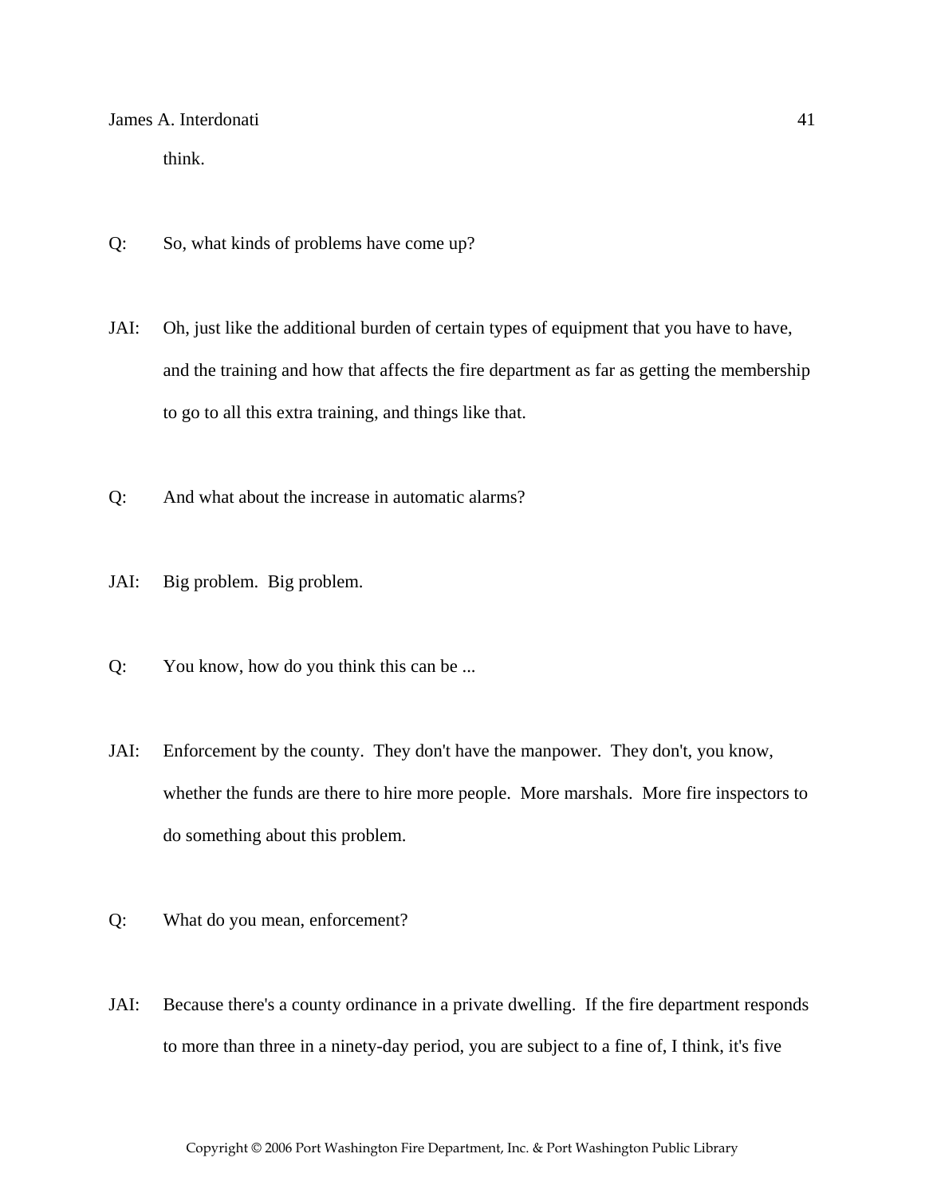think.

Q: So, what kinds of problems have come up?

JAI: Oh, just like the additional burden of certain types of equipment that you have to have, and the training and how that affects the fire department as far as getting the membership to go to all this extra training, and things like that.

Q: And what about the increase in automatic alarms?

JAI: Big problem. Big problem.

Q: You know, how do you think this can be ...

JAI: Enforcement by the county. They don't have the manpower. They don't, you know, whether the funds are there to hire more people. More marshals. More fire inspectors to do something about this problem.

Q: What do you mean, enforcement?

JAI: Because there's a county ordinance in a private dwelling. If the fire department responds to more than three in a ninety-day period, you are subject to a fine of, I think, it's five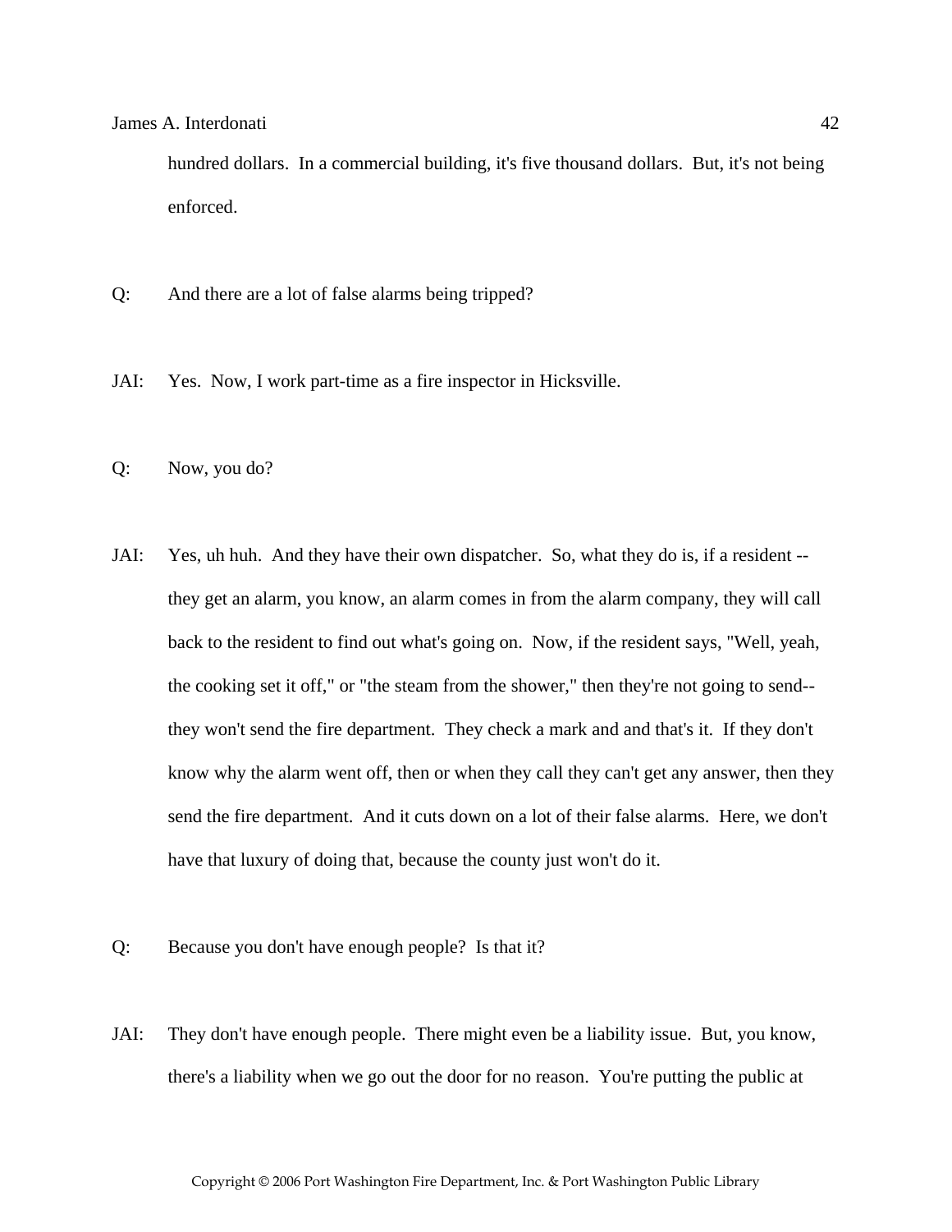hundred dollars.  In a commercial building, it's five thousand dollars.  But, it's not being enforced.

Q: And there are a lot of false alarms being tripped?

JAI: Yes.  Now, I work part-time as a fire inspector in Hicksville.

Q: Now, you do?

JAI: Yes, uh huh.  And they have their own dispatcher.  So, what they do is, if a resident -- they get an alarm, you know, an alarm comes in from the alarm company, they will call back to the resident to find out what's going on.  Now, if the resident says, "Well, yeah, the cooking set it off," or "the steam from the shower," then they're not going to send-- they won't send the fire department.  They check a mark and and that's it.  If they don't know why the alarm went off, then or when they call they can't get any answer, then they send the fire department.  And it cuts down on a lot of their false alarms.  Here, we don't have that luxury of doing that, because the county just won't do it.

Q: Because you don't have enough people?  Is that it?

JAI: They don't have enough people.  There might even be a liability issue.  But, you know, there's a liability when we go out the door for no reason.  You're putting the public at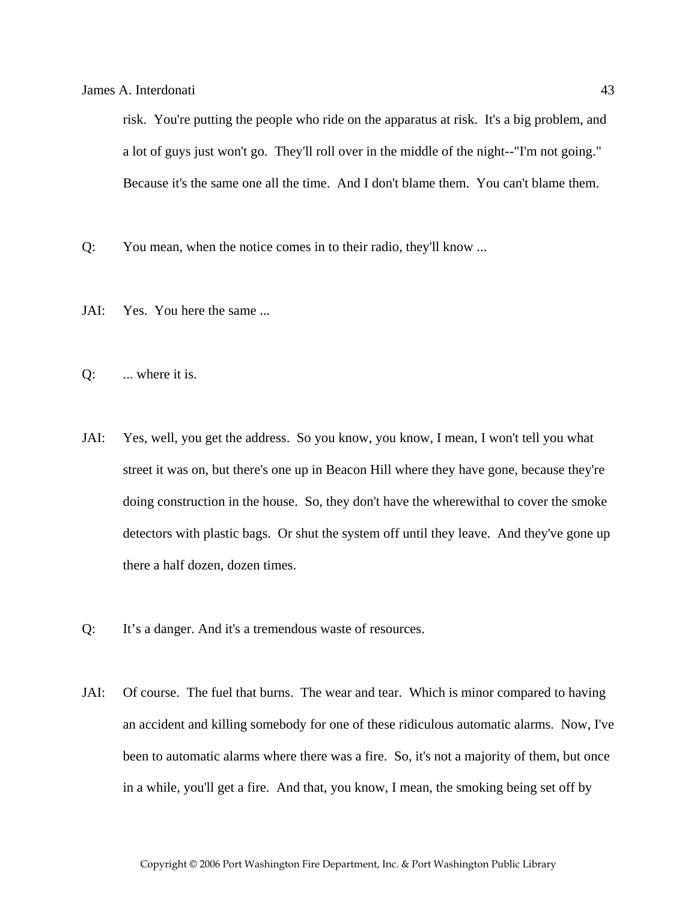risk. You're putting the people who ride on the apparatus at risk. It's a big problem, and a lot of guys just won't go. They'll roll over in the middle of the night--"I'm not going." Because it's the same one all the time. And I don't blame them. You can't blame them.

Q: You mean, when the notice comes in to their radio, they'll know ...

JAI: Yes. You here the same ...

Q: ... where it is.

JAI: Yes, well, you get the address. So you know, you know, I mean, I won't tell you what street it was on, but there's one up in Beacon Hill where they have gone, because they're doing construction in the house. So, they don't have the wherewithal to cover the smoke detectors with plastic bags. Or shut the system off until they leave. And they've gone up there a half dozen, dozen times.

Q: It's a danger. And it's a tremendous waste of resources.

JAI: Of course. The fuel that burns. The wear and tear. Which is minor compared to having an accident and killing somebody for one of these ridiculous automatic alarms. Now, I've been to automatic alarms where there was a fire. So, it's not a majority of them, but once in a while, you'll get a fire. And that, you know, I mean, the smoking being set off by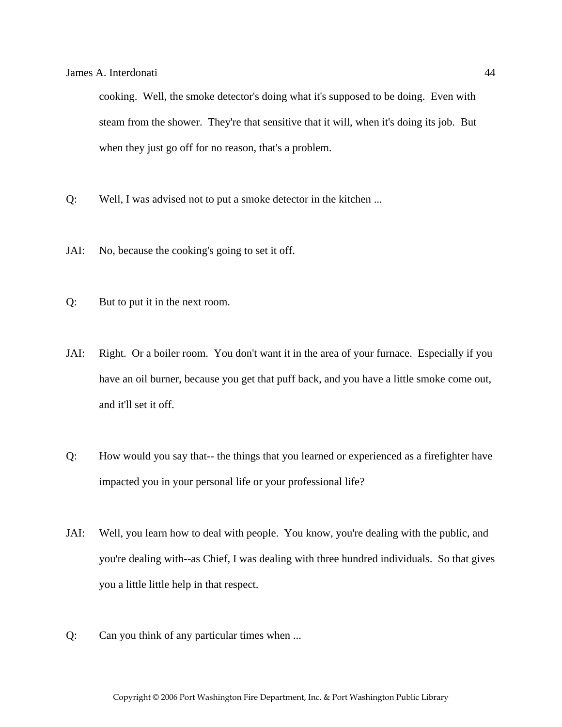cooking. Well, the smoke detector's doing what it's supposed to be doing. Even with steam from the shower. They're that sensitive that it will, when it's doing its job. But when they just go off for no reason, that's a problem.

Q: Well, I was advised not to put a smoke detector in the kitchen ...

JAI: No, because the cooking's going to set it off.

Q: But to put it in the next room.

JAI: Right. Or a boiler room. You don't want it in the area of your furnace. Especially if you have an oil burner, because you get that puff back, and you have a little smoke come out, and it'll set it off.

Q: How would you say that-- the things that you learned or experienced as a firefighter have impacted you in your personal life or your professional life?

JAI: Well, you learn how to deal with people. You know, you're dealing with the public, and you're dealing with--as Chief, I was dealing with three hundred individuals. So that gives you a little little help in that respect.

Q: Can you think of any particular times when ...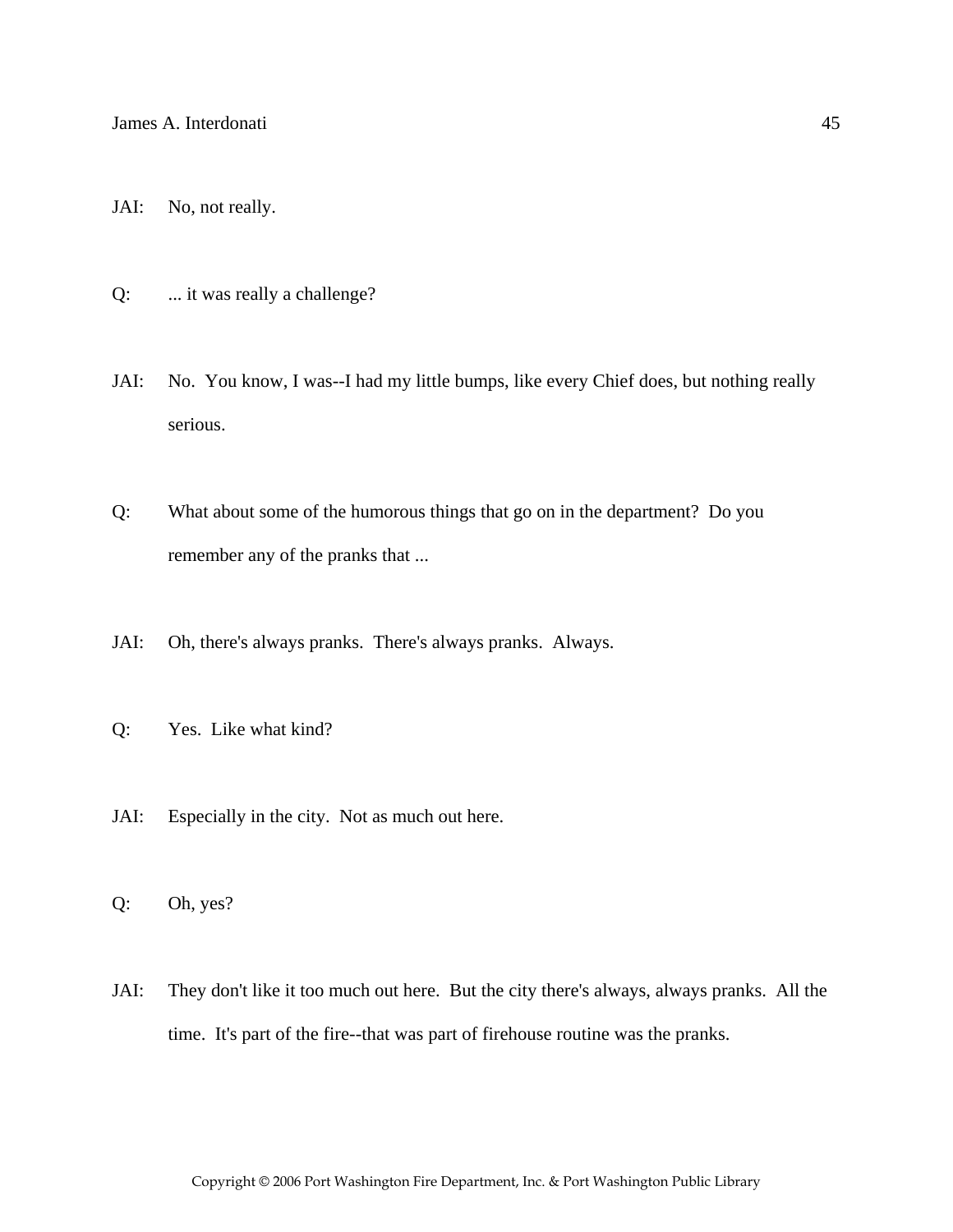JAI: No, not really.

Q: ... it was really a challenge?

JAI: No. You know, I was--I had my little bumps, like every Chief does, but nothing really serious.

Q: What about some of the humorous things that go on in the department? Do you remember any of the pranks that ...

JAI: Oh, there's always pranks. There's always pranks. Always.

Q: Yes. Like what kind?

JAI: Especially in the city. Not as much out here.

Q: Oh, yes?

JAI: They don't like it too much out here. But the city there's always, always pranks. All the time. It's part of the fire--that was part of firehouse routine was the pranks.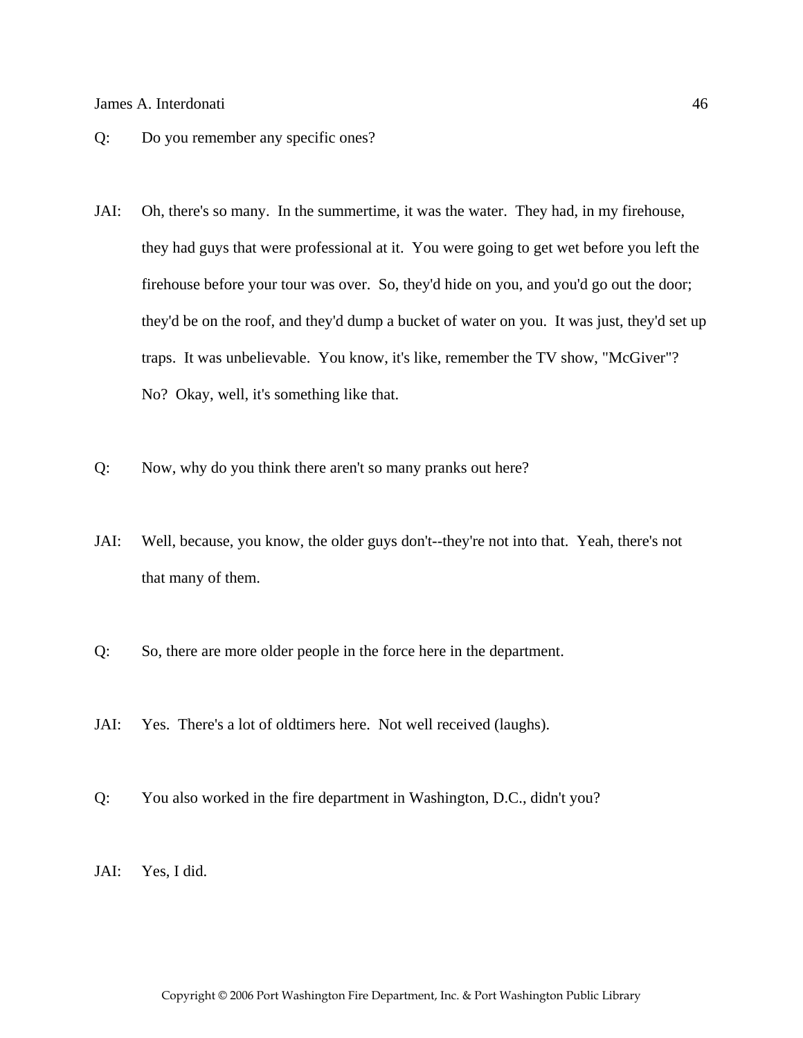Q: Do you remember any specific ones?

JAI: Oh, there's so many. In the summertime, it was the water. They had, in my firehouse, they had guys that were professional at it. You were going to get wet before you left the firehouse before your tour was over. So, they'd hide on you, and you'd go out the door; they'd be on the roof, and they'd dump a bucket of water on you. It was just, they'd set up traps. It was unbelievable. You know, it's like, remember the TV show, "McGiver"? No? Okay, well, it's something like that.

Q: Now, why do you think there aren't so many pranks out here?

JAI: Well, because, you know, the older guys don't--they're not into that. Yeah, there's not that many of them.

Q: So, there are more older people in the force here in the department.

JAI: Yes. There's a lot of oldtimers here. Not well received (laughs).

Q: You also worked in the fire department in Washington, D.C., didn't you?

JAI: Yes, I did.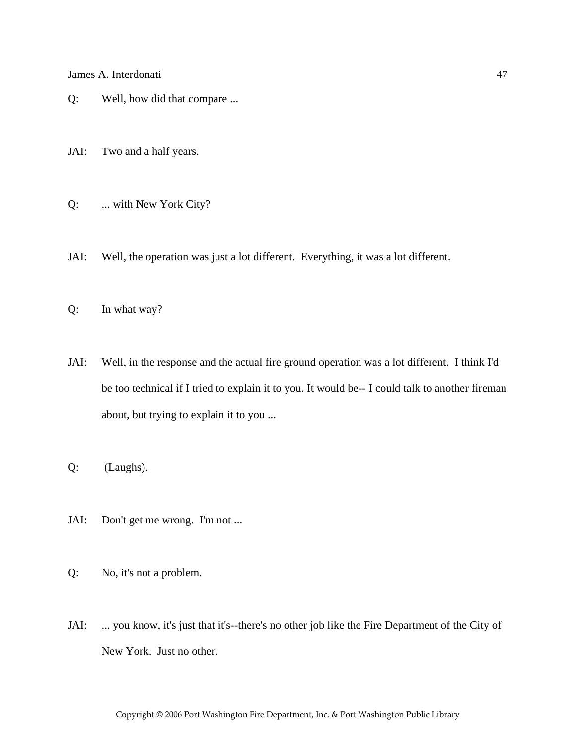Q: Well, how did that compare ...

JAI: Two and a half years.

Q: ... with New York City?

JAI: Well, the operation was just a lot different. Everything, it was a lot different.

Q: In what way?

JAI: Well, in the response and the actual fire ground operation was a lot different. I think I'd be too technical if I tried to explain it to you. It would be-- I could talk to another fireman about, but trying to explain it to you ...

Q: (Laughs).

JAI: Don't get me wrong. I'm not ...

Q: No, it's not a problem.

JAI: ... you know, it's just that it's--there's no other job like the Fire Department of the City of New York. Just no other.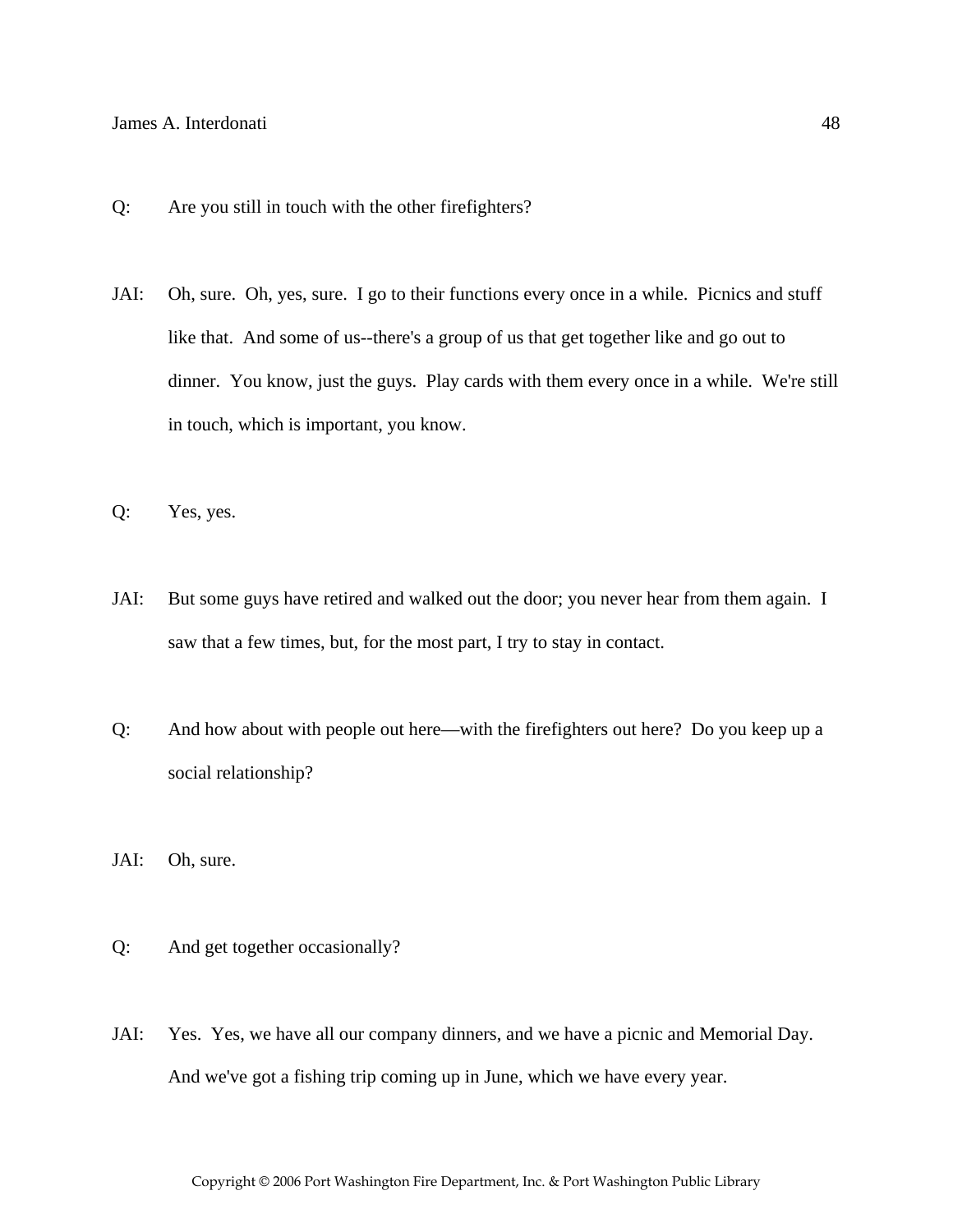Q: Are you still in touch with the other firefighters?

JAI: Oh, sure. Oh, yes, sure. I go to their functions every once in a while. Picnics and stuff like that. And some of us--there's a group of us that get together like and go out to dinner. You know, just the guys. Play cards with them every once in a while. We're still in touch, which is important, you know.

Q: Yes, yes.

JAI: But some guys have retired and walked out the door; you never hear from them again. I saw that a few times, but, for the most part, I try to stay in contact.

Q: And how about with people out here—with the firefighters out here? Do you keep up a social relationship?

JAI: Oh, sure.

Q: And get together occasionally?

JAI: Yes. Yes, we have all our company dinners, and we have a picnic and Memorial Day. And we've got a fishing trip coming up in June, which we have every year.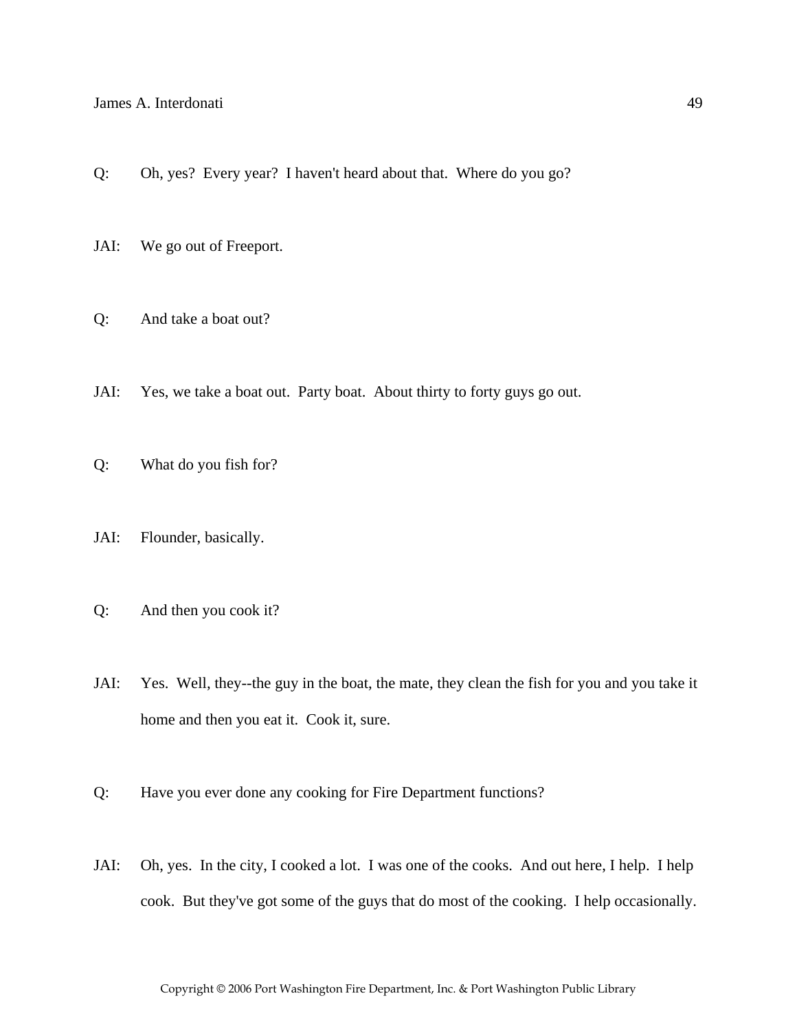Q: Oh, yes? Every year? I haven't heard about that. Where do you go?

JAI: We go out of Freeport.

Q: And take a boat out?

JAI: Yes, we take a boat out. Party boat. About thirty to forty guys go out.

Q: What do you fish for?

JAI: Flounder, basically.

Q: And then you cook it?

JAI: Yes. Well, they--the guy in the boat, the mate, they clean the fish for you and you take it home and then you eat it. Cook it, sure.

Q: Have you ever done any cooking for Fire Department functions?

JAI: Oh, yes. In the city, I cooked a lot. I was one of the cooks. And out here, I help. I help cook. But they've got some of the guys that do most of the cooking. I help occasionally.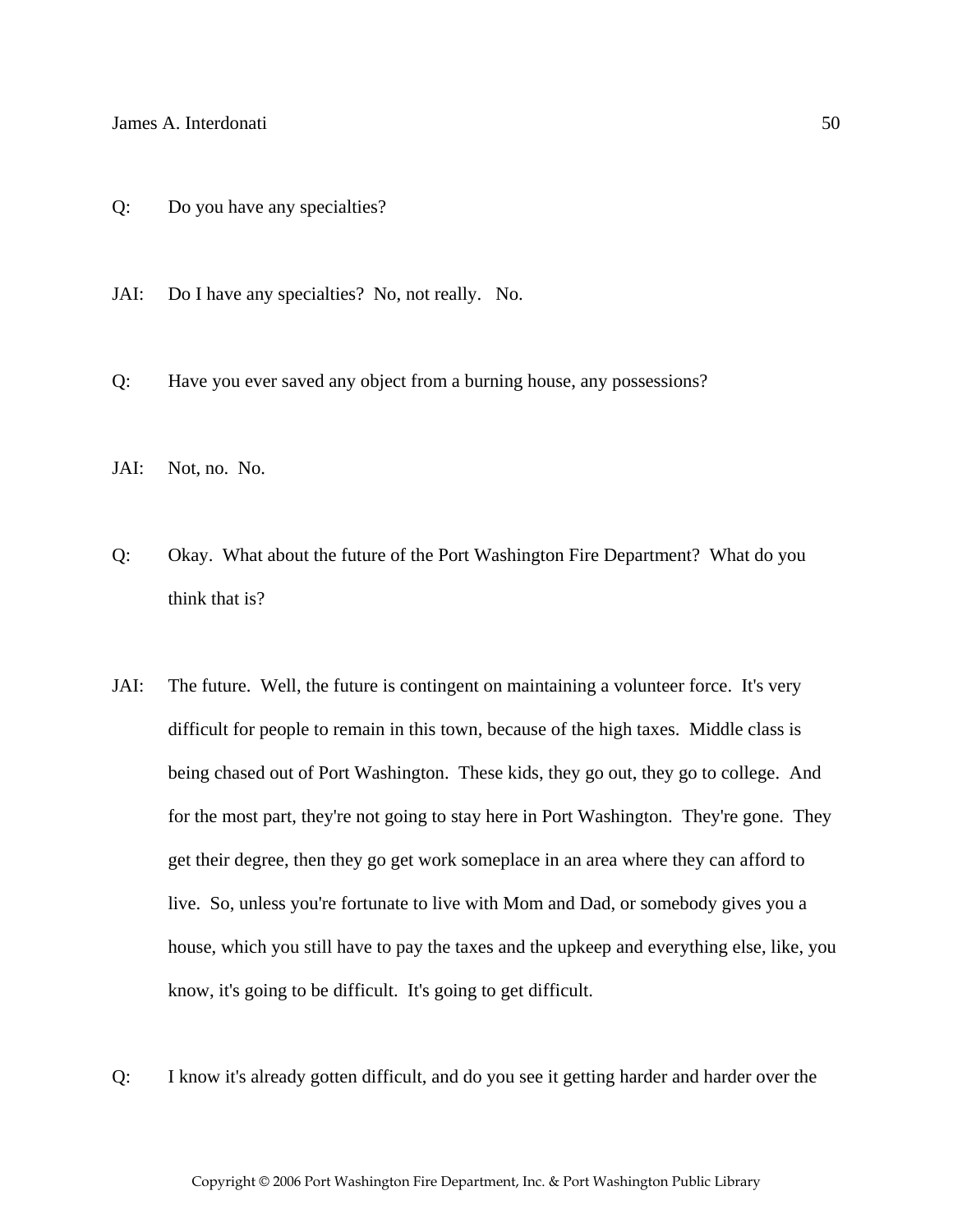Q: Do you have any specialties?

JAI: Do I have any specialties? No, not really. No.

Q: Have you ever saved any object from a burning house, any possessions?

JAI: Not, no. No.

Q: Okay. What about the future of the Port Washington Fire Department? What do you think that is?

JAI: The future. Well, the future is contingent on maintaining a volunteer force. It's very difficult for people to remain in this town, because of the high taxes. Middle class is being chased out of Port Washington. These kids, they go out, they go to college. And for the most part, they're not going to stay here in Port Washington. They're gone. They get their degree, then they go get work someplace in an area where they can afford to live. So, unless you're fortunate to live with Mom and Dad, or somebody gives you a house, which you still have to pay the taxes and the upkeep and everything else, like, you know, it's going to be difficult. It's going to get difficult.

Q: I know it's already gotten difficult, and do you see it getting harder and harder over the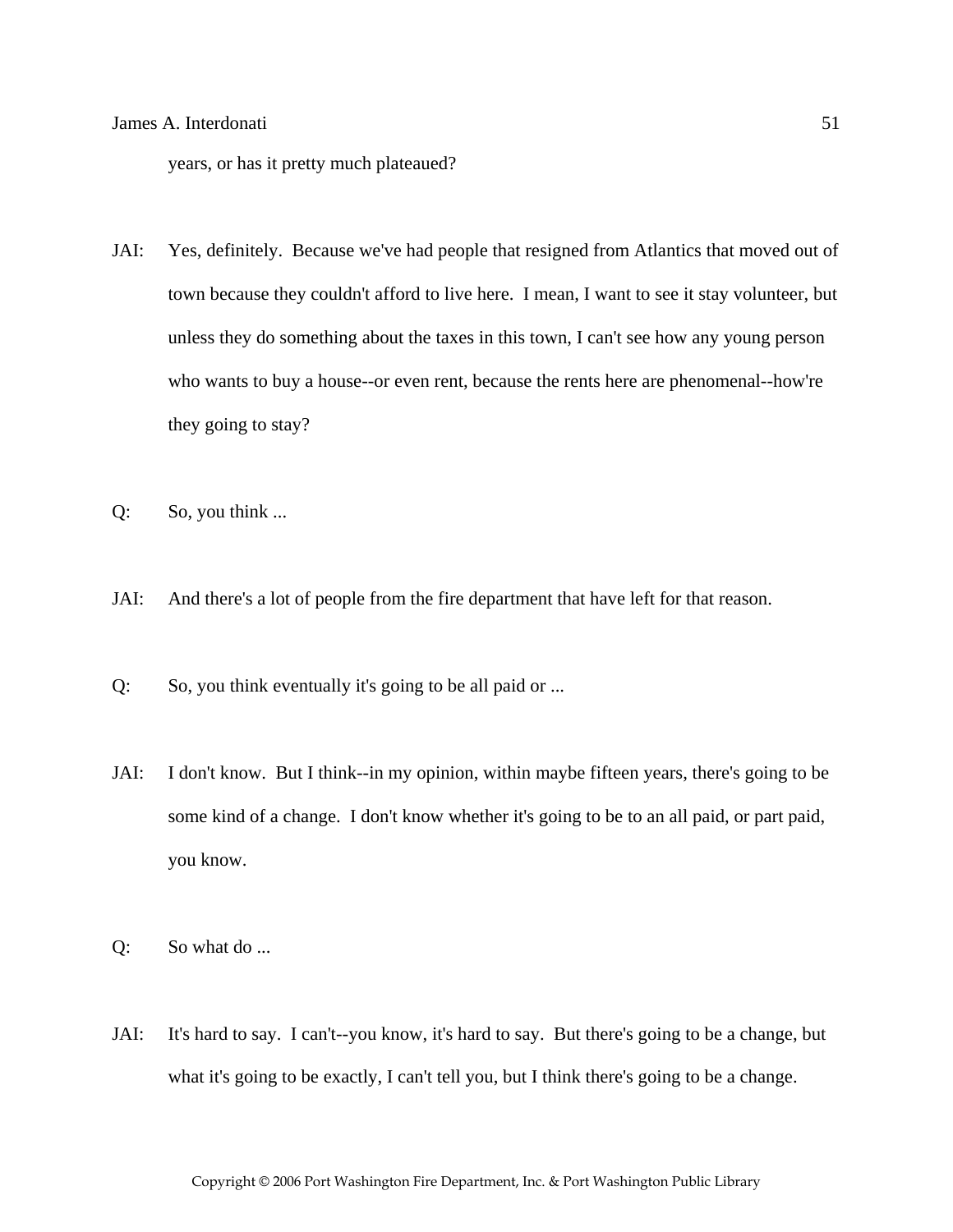years, or has it pretty much plateaued?

JAI: Yes, definitely. Because we've had people that resigned from Atlantics that moved out of town because they couldn't afford to live here. I mean, I want to see it stay volunteer, but unless they do something about the taxes in this town, I can't see how any young person who wants to buy a house--or even rent, because the rents here are phenomenal--how're they going to stay?

Q: So, you think ...

JAI: And there's a lot of people from the fire department that have left for that reason.

Q: So, you think eventually it's going to be all paid or ...

JAI: I don't know. But I think--in my opinion, within maybe fifteen years, there's going to be some kind of a change. I don't know whether it's going to be to an all paid, or part paid, you know.

Q: So what do ...

JAI: It's hard to say. I can't--you know, it's hard to say. But there's going to be a change, but what it's going to be exactly, I can't tell you, but I think there's going to be a change.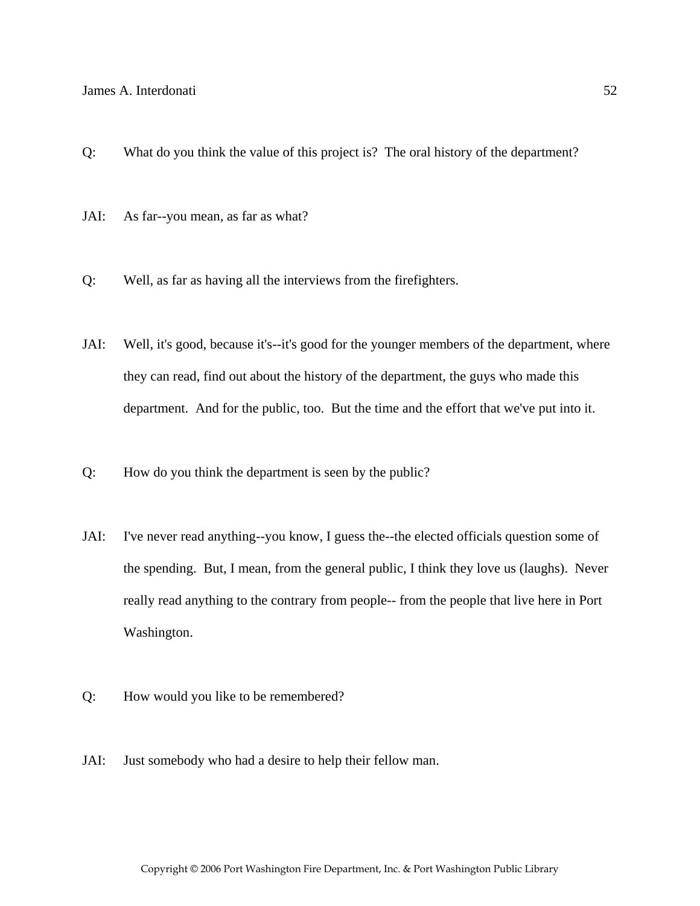Q: What do you think the value of this project is? The oral history of the department?

JAI: As far--you mean, as far as what?

Q: Well, as far as having all the interviews from the firefighters.

JAI: Well, it's good, because it's--it's good for the younger members of the department, where they can read, find out about the history of the department, the guys who made this department. And for the public, too. But the time and the effort that we've put into it.

Q: How do you think the department is seen by the public?

JAI: I've never read anything--you know, I guess the--the elected officials question some of the spending. But, I mean, from the general public, I think they love us (laughs). Never really read anything to the contrary from people-- from the people that live here in Port Washington.

Q: How would you like to be remembered?

JAI: Just somebody who had a desire to help their fellow man.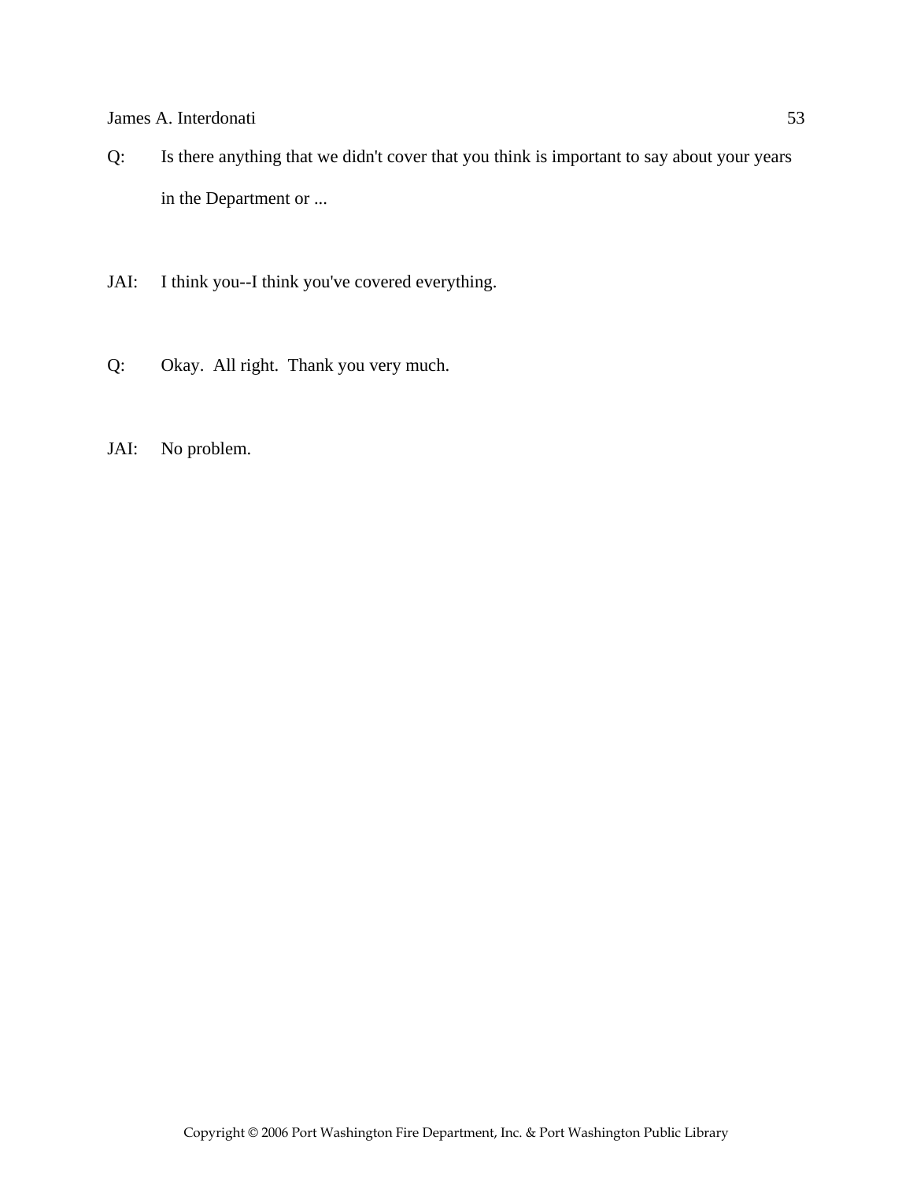Q: Is there anything that we didn't cover that you think is important to say about your years in the Department or ...

JAI: I think you--I think you've covered everything.

Q: Okay. All right. Thank you very much.

JAI: No problem.